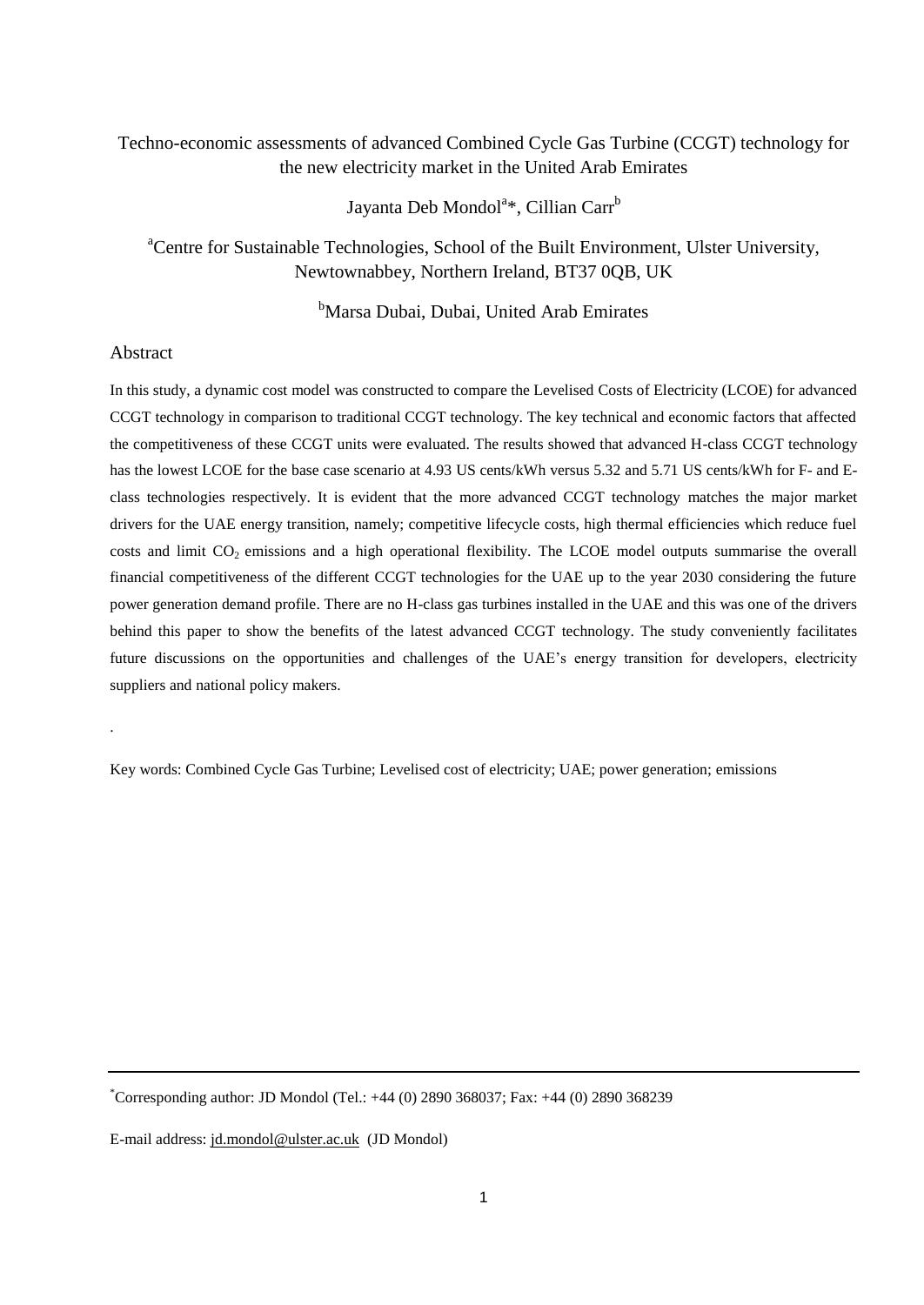# Techno-economic assessments of advanced Combined Cycle Gas Turbine (CCGT) technology for the new electricity market in the United Arab Emirates

Jayanta Deb Mondol[a]*, Cillian Carr[b]

[a]Centre for Sustainable Technologies, School of the Built Environment, Ulster University, Newtownabbey, Northern Ireland, BT37 0QB, UK

[b]Marsa Dubai, Dubai, United Arab Emirates

## Abstract

In this study, a dynamic cost model was constructed to compare the Levelised Costs of Electricity (LCOE) for advanced CCGT technology in comparison to traditional CCGT technology. The key technical and economic factors that affected the competitiveness of these CCGT units were evaluated. The results showed that advanced H-class CCGT technology has the lowest LCOE for the base case scenario at 4.93 US cents/kWh versus 5.32 and 5.71 US cents/kWh for F- and E-class technologies respectively. It is evident that the more advanced CCGT technology matches the major market drivers for the UAE energy transition, namely; competitive lifecycle costs, high thermal efficiencies which reduce fuel costs and limit $CO_2$ emissions and a high operational flexibility. The LCOE model outputs summarise the overall financial competitiveness of the different CCGT technologies for the UAE up to the year 2030 considering the future power generation demand profile. There are no H-class gas turbines installed in the UAE and this was one of the drivers behind this paper to show the benefits of the latest advanced CCGT technology. The study conveniently facilitates future discussions on the opportunities and challenges of the UAE's energy transition for developers, electricity suppliers and national policy makers.

.

Key words: Combined Cycle Gas Turbine; Levelised cost of electricity; UAE; power generation; emissions

---

*Corresponding author: JD Mondol (Tel.: +44 (0) 2890 368037; Fax: +44 (0) 2890 368239

E-mail address: jd.mondol@ulster.ac.uk (JD Mondol)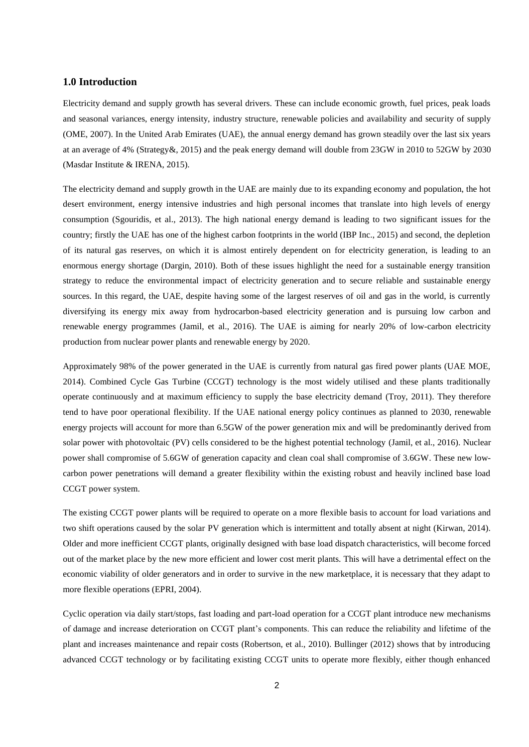## 1.0 Introduction

Electricity demand and supply growth has several drivers. These can include economic growth, fuel prices, peak loads and seasonal variances, energy intensity, industry structure, renewable policies and availability and security of supply (OME, 2007). In the United Arab Emirates (UAE), the annual energy demand has grown steadily over the last six years at an average of 4% (Strategy&, 2015) and the peak energy demand will double from 23GW in 2010 to 52GW by 2030 (Masdar Institute & IRENA, 2015).

The electricity demand and supply growth in the UAE are mainly due to its expanding economy and population, the hot desert environment, energy intensive industries and high personal incomes that translate into high levels of energy consumption (Sgouridis, et al., 2013). The high national energy demand is leading to two significant issues for the country; firstly the UAE has one of the highest carbon footprints in the world (IBP Inc., 2015) and second, the depletion of its natural gas reserves, on which it is almost entirely dependent on for electricity generation, is leading to an enormous energy shortage (Dargin, 2010). Both of these issues highlight the need for a sustainable energy transition strategy to reduce the environmental impact of electricity generation and to secure reliable and sustainable energy sources. In this regard, the UAE, despite having some of the largest reserves of oil and gas in the world, is currently diversifying its energy mix away from hydrocarbon-based electricity generation and is pursuing low carbon and renewable energy programmes (Jamil, et al., 2016). The UAE is aiming for nearly 20% of low-carbon electricity production from nuclear power plants and renewable energy by 2020.

Approximately 98% of the power generated in the UAE is currently from natural gas fired power plants (UAE MOE, 2014). Combined Cycle Gas Turbine (CCGT) technology is the most widely utilised and these plants traditionally operate continuously and at maximum efficiency to supply the base electricity demand (Troy, 2011). They therefore tend to have poor operational flexibility. If the UAE national energy policy continues as planned to 2030, renewable energy projects will account for more than 6.5GW of the power generation mix and will be predominantly derived from solar power with photovoltaic (PV) cells considered to be the highest potential technology (Jamil, et al., 2016). Nuclear power shall compromise of 5.6GW of generation capacity and clean coal shall compromise of 3.6GW. These new low-carbon power penetrations will demand a greater flexibility within the existing robust and heavily inclined base load CCGT power system.

The existing CCGT power plants will be required to operate on a more flexible basis to account for load variations and two shift operations caused by the solar PV generation which is intermittent and totally absent at night (Kirwan, 2014). Older and more inefficient CCGT plants, originally designed with base load dispatch characteristics, will become forced out of the market place by the new more efficient and lower cost merit plants. This will have a detrimental effect on the economic viability of older generators and in order to survive in the new marketplace, it is necessary that they adapt to more flexible operations (EPRI, 2004).

Cyclic operation via daily start/stops, fast loading and part-load operation for a CCGT plant introduce new mechanisms of damage and increase deterioration on CCGT plant's components. This can reduce the reliability and lifetime of the plant and increases maintenance and repair costs (Robertson, et al., 2010). Bullinger (2012) shows that by introducing advanced CCGT technology or by facilitating existing CCGT units to operate more flexibly, either though enhanced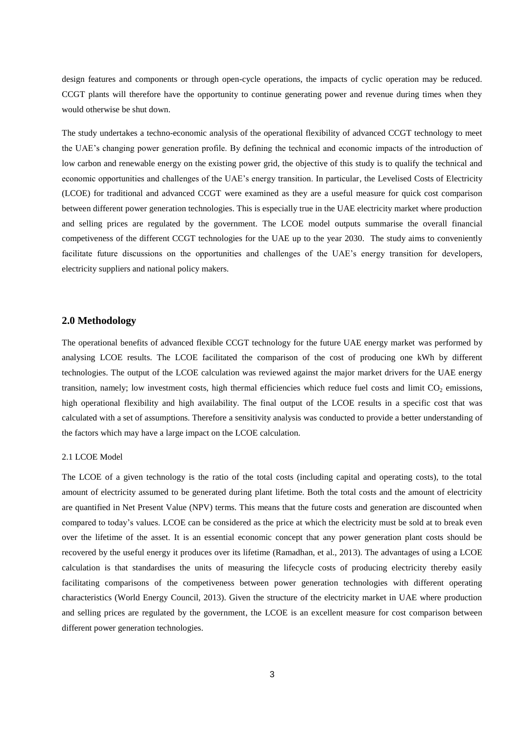design features and components or through open-cycle operations, the impacts of cyclic operation may be reduced. CCGT plants will therefore have the opportunity to continue generating power and revenue during times when they would otherwise be shut down.

The study undertakes a techno-economic analysis of the operational flexibility of advanced CCGT technology to meet the UAE's changing power generation profile. By defining the technical and economic impacts of the introduction of low carbon and renewable energy on the existing power grid, the objective of this study is to qualify the technical and economic opportunities and challenges of the UAE's energy transition. In particular, the Levelised Costs of Electricity (LCOE) for traditional and advanced CCGT were examined as they are a useful measure for quick cost comparison between different power generation technologies. This is especially true in the UAE electricity market where production and selling prices are regulated by the government. The LCOE model outputs summarise the overall financial competitiveness of the different CCGT technologies for the UAE up to the year 2030. The study aims to conveniently facilitate future discussions on the opportunities and challenges of the UAE's energy transition for developers, electricity suppliers and national policy makers.

## 2.0 Methodology

The operational benefits of advanced flexible CCGT technology for the future UAE energy market was performed by analysing LCOE results. The LCOE facilitated the comparison of the cost of producing one kWh by different technologies. The output of the LCOE calculation was reviewed against the major market drivers for the UAE energy transition, namely; low investment costs, high thermal efficiencies which reduce fuel costs and limit $CO_2$ emissions, high operational flexibility and high availability. The final output of the LCOE results in a specific cost that was calculated with a set of assumptions. Therefore a sensitivity analysis was conducted to provide a better understanding of the factors which may have a large impact on the LCOE calculation.

### 2.1 LCOE Model

The LCOE of a given technology is the ratio of the total costs (including capital and operating costs), to the total amount of electricity assumed to be generated during plant lifetime. Both the total costs and the amount of electricity are quantified in Net Present Value (NPV) terms. This means that the future costs and generation are discounted when compared to today's values. LCOE can be considered as the price at which the electricity must be sold at to break even over the lifetime of the asset. It is an essential economic concept that any power generation plant costs should be recovered by the useful energy it produces over its lifetime (Ramadhan, et al., 2013). The advantages of using a LCOE calculation is that standardises the units of measuring the lifecycle costs of producing electricity thereby easily facilitating comparisons of the competiveness between power generation technologies with different operating characteristics (World Energy Council, 2013). Given the structure of the electricity market in UAE where production and selling prices are regulated by the government, the LCOE is an excellent measure for cost comparison between different power generation technologies.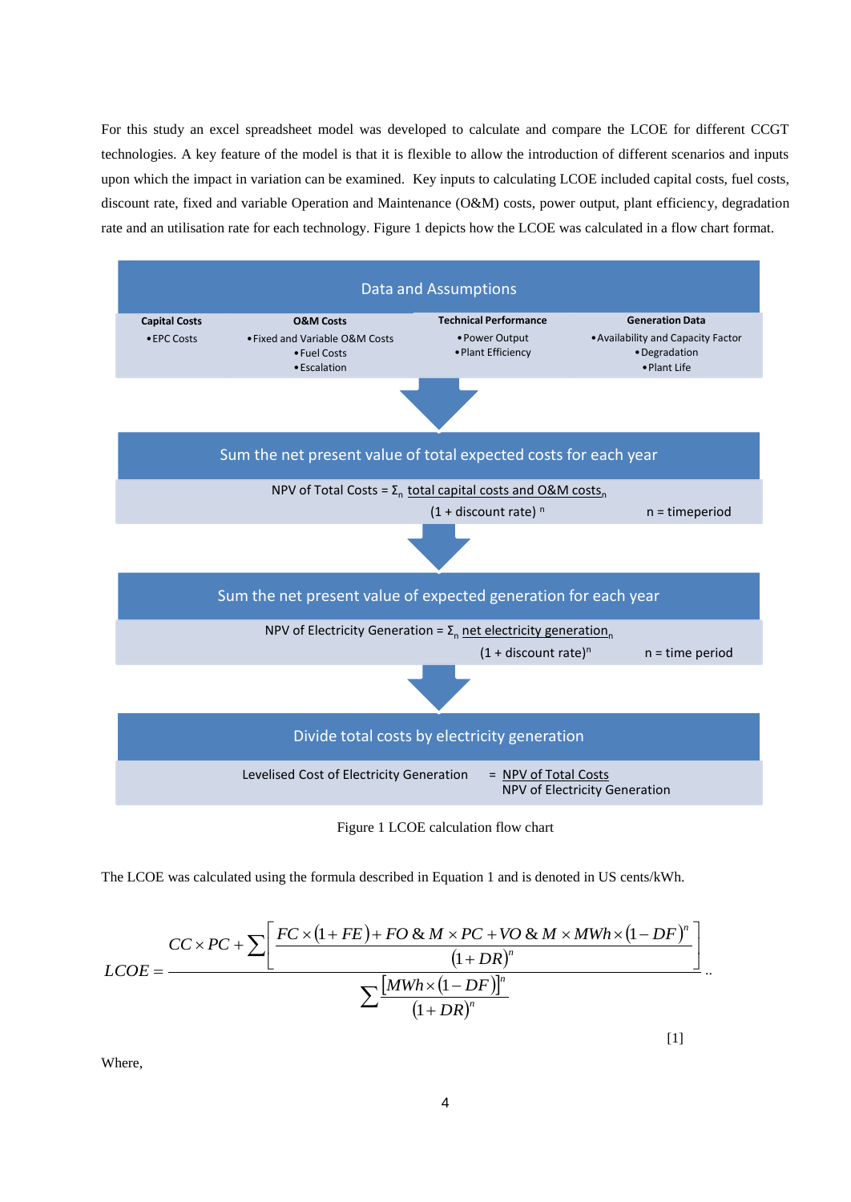For this study an excel spreadsheet model was developed to calculate and compare the LCOE for different CCGT technologies. A key feature of the model is that it is flexible to allow the introduction of different scenarios and inputs upon which the impact in variation can be examined. Key inputs to calculating LCOE included capital costs, fuel costs, discount rate, fixed and variable Operation and Maintenance (O&M) costs, power output, plant efficiency, degradation rate and an utilisation rate for each technology. Figure 1 depicts how the LCOE was calculated in a flow chart format.

**Data and Assumptions**

| Capital Costs | O&M Costs | Technical Performance | Generation Data |
|---|---|---|---|
| • EPC Costs | • Fixed and Variable O&M Costs<br>• Fuel Costs<br>• Escalation | • Power Output<br>• Plant Efficiency | • Availability and Capacity Factor<br>• Degradation<br>• Plant Life |

**Sum the net present value of total expected costs for each year**

$$\text{NPV of Total Costs} = \Sigma_n \frac{\text{total capital costs and O\&M costs}_n}{(1 + \text{discount rate})^n} \qquad n = \text{timeperiod}$$

**Sum the net present value of expected generation for each year**

$$\text{NPV of Electricity Generation} = \Sigma_n \frac{\text{net electricity generation}_n}{(1 + \text{discount rate})^n} \qquad n = \text{time period}$$

**Divide total costs by electricity generation**

$$\text{Levelised Cost of Electricity Generation} = \frac{\text{NPV of Total Costs}}{\text{NPV of Electricity Generation}}$$

Figure 1 LCOE calculation flow chart

The LCOE was calculated using the formula described in Equation 1 and is denoted in US cents/kWh.

$$LCOE = \frac{CC \times PC + \sum \left[ \frac{FC \times (1 + FE) + FO\&M \times PC + VO\&M \times MWh \times (1 - DF)^n}{(1 + DR)^n} \right]}{\sum \frac{[MWh \times (1 - DF)]^n}{(1 + DR)^n}} \quad [1]$$

Where,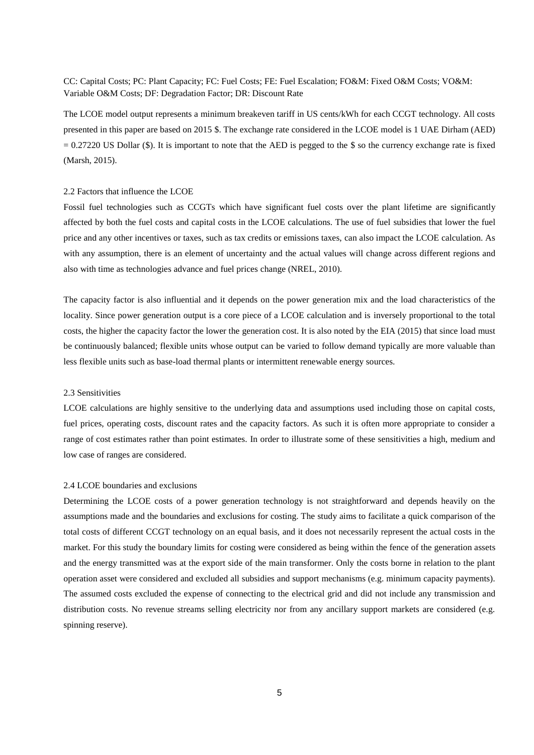CC: Capital Costs; PC: Plant Capacity; FC: Fuel Costs; FE: Fuel Escalation; FO&M: Fixed O&M Costs; VO&M: Variable O&M Costs; DF: Degradation Factor; DR: Discount Rate

The LCOE model output represents a minimum breakeven tariff in US cents/kWh for each CCGT technology. All costs presented in this paper are based on 2015 \$. The exchange rate considered in the LCOE model is 1 UAE Dirham (AED) = 0.27220 US Dollar (\$). It is important to note that the AED is pegged to the \$ so the currency exchange rate is fixed (Marsh, 2015).

## 2.2 Factors that influence the LCOE

Fossil fuel technologies such as CCGTs which have significant fuel costs over the plant lifetime are significantly affected by both the fuel costs and capital costs in the LCOE calculations. The use of fuel subsidies that lower the fuel price and any other incentives or taxes, such as tax credits or emissions taxes, can also impact the LCOE calculation. As with any assumption, there is an element of uncertainty and the actual values will change across different regions and also with time as technologies advance and fuel prices change (NREL, 2010).

The capacity factor is also influential and it depends on the power generation mix and the load characteristics of the locality. Since power generation output is a core piece of a LCOE calculation and is inversely proportional to the total costs, the higher the capacity factor the lower the generation cost. It is also noted by the EIA (2015) that since load must be continuously balanced; flexible units whose output can be varied to follow demand typically are more valuable than less flexible units such as base-load thermal plants or intermittent renewable energy sources.

## 2.3 Sensitivities

LCOE calculations are highly sensitive to the underlying data and assumptions used including those on capital costs, fuel prices, operating costs, discount rates and the capacity factors. As such it is often more appropriate to consider a range of cost estimates rather than point estimates. In order to illustrate some of these sensitivities a high, medium and low case of ranges are considered.

## 2.4 LCOE boundaries and exclusions

Determining the LCOE costs of a power generation technology is not straightforward and depends heavily on the assumptions made and the boundaries and exclusions for costing. The study aims to facilitate a quick comparison of the total costs of different CCGT technology on an equal basis, and it does not necessarily represent the actual costs in the market. For this study the boundary limits for costing were considered as being within the fence of the generation assets and the energy transmitted was at the export side of the main transformer. Only the costs borne in relation to the plant operation asset were considered and excluded all subsidies and support mechanisms (e.g. minimum capacity payments). The assumed costs excluded the expense of connecting to the electrical grid and did not include any transmission and distribution costs. No revenue streams selling electricity nor from any ancillary support markets are considered (e.g. spinning reserve).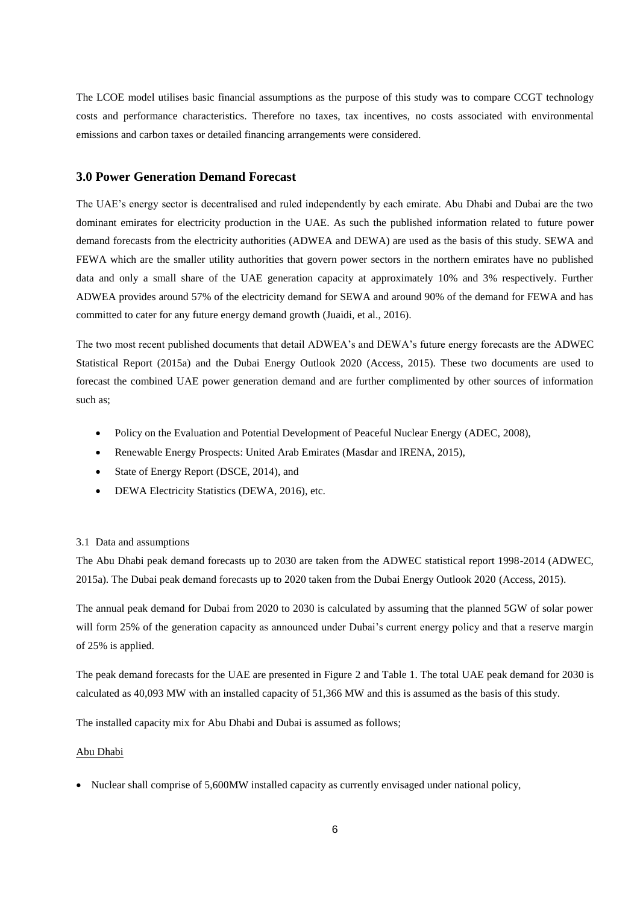The LCOE model utilises basic financial assumptions as the purpose of this study was to compare CCGT technology costs and performance characteristics. Therefore no taxes, tax incentives, no costs associated with environmental emissions and carbon taxes or detailed financing arrangements were considered.

## 3.0 Power Generation Demand Forecast

The UAE's energy sector is decentralised and ruled independently by each emirate. Abu Dhabi and Dubai are the two dominant emirates for electricity production in the UAE. As such the published information related to future power demand forecasts from the electricity authorities (ADWEA and DEWA) are used as the basis of this study. SEWA and FEWA which are the smaller utility authorities that govern power sectors in the northern emirates have no published data and only a small share of the UAE generation capacity at approximately 10% and 3% respectively. Further ADWEA provides around 57% of the electricity demand for SEWA and around 90% of the demand for FEWA and has committed to cater for any future energy demand growth (Juaidi, et al., 2016).

The two most recent published documents that detail ADWEA's and DEWA's future energy forecasts are the ADWEC Statistical Report (2015a) and the Dubai Energy Outlook 2020 (Access, 2015). These two documents are used to forecast the combined UAE power generation demand and are further complimented by other sources of information such as;

- Policy on the Evaluation and Potential Development of Peaceful Nuclear Energy (ADEC, 2008),
- Renewable Energy Prospects: United Arab Emirates (Masdar and IRENA, 2015),
- State of Energy Report (DSCE, 2014), and
- DEWA Electricity Statistics (DEWA, 2016), etc.

### 3.1 Data and assumptions

The Abu Dhabi peak demand forecasts up to 2030 are taken from the ADWEC statistical report 1998-2014 (ADWEC, 2015a). The Dubai peak demand forecasts up to 2020 taken from the Dubai Energy Outlook 2020 (Access, 2015).

The annual peak demand for Dubai from 2020 to 2030 is calculated by assuming that the planned 5GW of solar power will form 25% of the generation capacity as announced under Dubai's current energy policy and that a reserve margin of 25% is applied.

The peak demand forecasts for the UAE are presented in Figure 2 and Table 1. The total UAE peak demand for 2030 is calculated as 40,093 MW with an installed capacity of 51,366 MW and this is assumed as the basis of this study.

The installed capacity mix for Abu Dhabi and Dubai is assumed as follows;

<u>Abu Dhabi</u>

- Nuclear shall comprise of 5,600MW installed capacity as currently envisaged under national policy,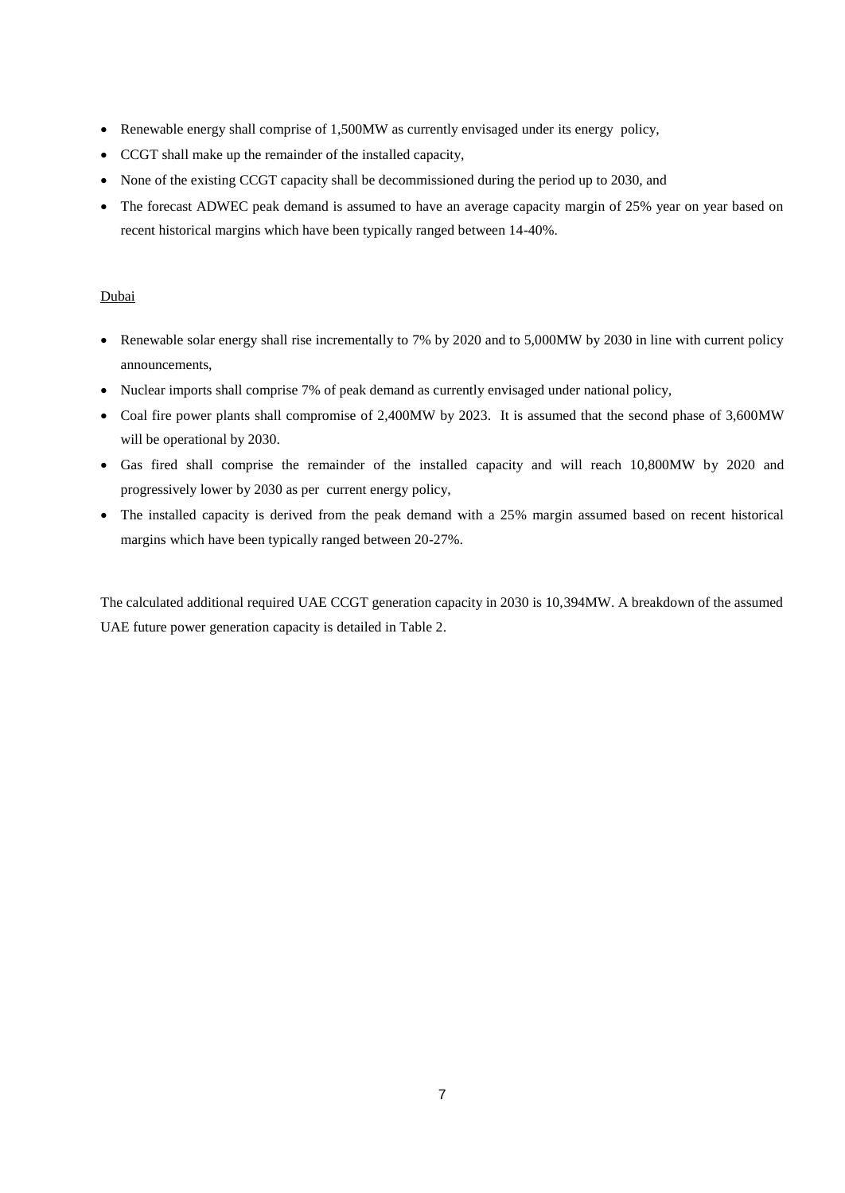- Renewable energy shall comprise of 1,500MW as currently envisaged under its energy policy,
- CCGT shall make up the remainder of the installed capacity,
- None of the existing CCGT capacity shall be decommissioned during the period up to 2030, and
- The forecast ADWEC peak demand is assumed to have an average capacity margin of 25% year on year based on recent historical margins which have been typically ranged between 14-40%.

Dubai

- Renewable solar energy shall rise incrementally to 7% by 2020 and to 5,000MW by 2030 in line with current policy announcements,
- Nuclear imports shall comprise 7% of peak demand as currently envisaged under national policy,
- Coal fire power plants shall compromise of 2,400MW by 2023. It is assumed that the second phase of 3,600MW will be operational by 2030.
- Gas fired shall comprise the remainder of the installed capacity and will reach 10,800MW by 2020 and progressively lower by 2030 as per current energy policy,
- The installed capacity is derived from the peak demand with a 25% margin assumed based on recent historical margins which have been typically ranged between 20-27%.

The calculated additional required UAE CCGT generation capacity in 2030 is 10,394MW. A breakdown of the assumed UAE future power generation capacity is detailed in Table 2.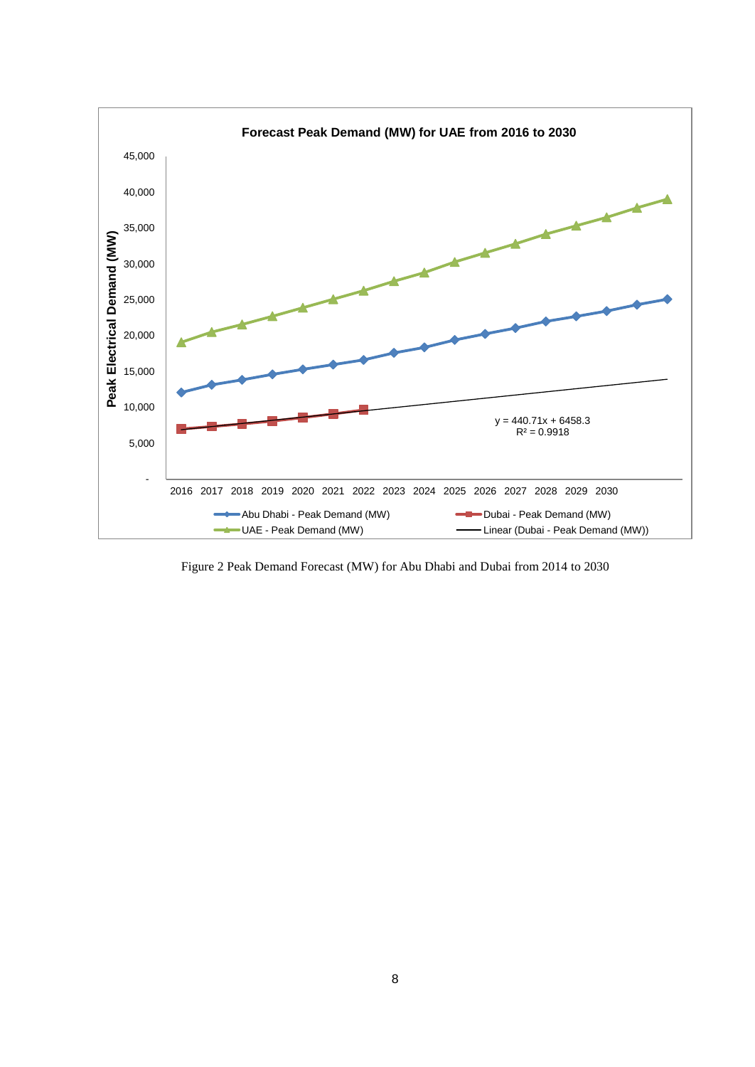**Forecast Peak Demand (MW) for UAE from 2016 to 2030**

Peak Electrical Demand (MW)

45,000
40,000
35,000
30,000
25,000
20,000
15,000
10,000
5,000
-

2016 2017 2018 2019 2020 2021 2022 2023 2024 2025 2026 2027 2028 2029 2030

$y = 440.71x + 6458.3$
$R^2 = 0.9918$

Abu Dhabi - Peak Demand (MW) | Dubai - Peak Demand (MW) | UAE - Peak Demand (MW) | Linear (Dubai - Peak Demand (MW))

Figure 2 Peak Demand Forecast (MW) for Abu Dhabi and Dubai from 2014 to 2030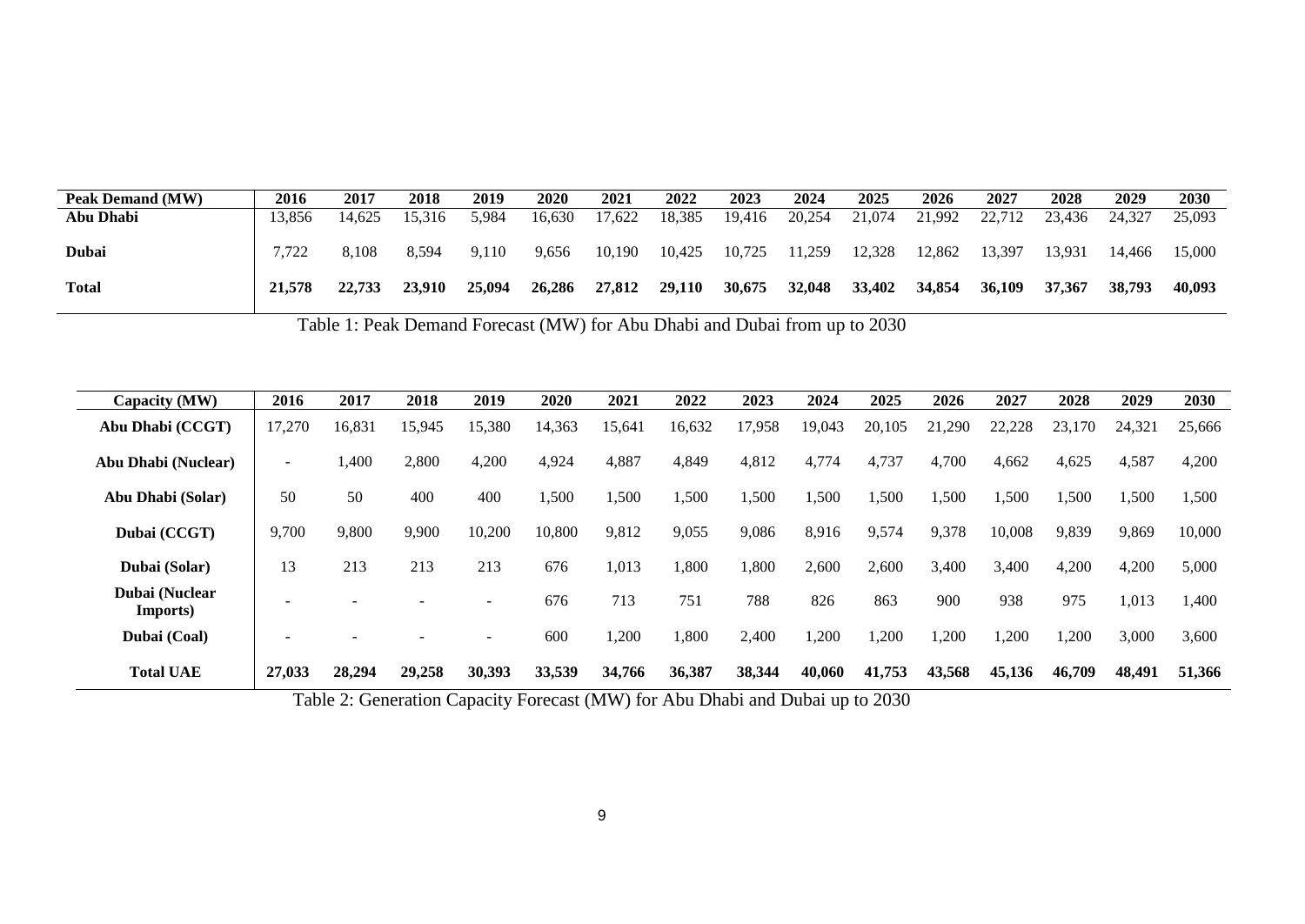| Peak Demand (MW) | 2016 | 2017 | 2018 | 2019 | 2020 | 2021 | 2022 | 2023 | 2024 | 2025 | 2026 | 2027 | 2028 | 2029 | 2030 |
|---|---|---|---|---|---|---|---|---|---|---|---|---|---|---|---|
| **Abu Dhabi** | 13,856 | 14,625 | 15,316 | 5,984 | 16,630 | 17,622 | 18,385 | 19,416 | 20,254 | 21,074 | 21,992 | 22,712 | 23,436 | 24,327 | 25,093 |
| **Dubai** | 7,722 | 8,108 | 8,594 | 9,110 | 9,656 | 10,190 | 10,425 | 10,725 | 11,259 | 12,328 | 12,862 | 13,397 | 13,931 | 14,466 | 15,000 |
| **Total** | **21,578** | **22,733** | **23,910** | **25,094** | **26,286** | **27,812** | **29,110** | **30,675** | **32,048** | **33,402** | **34,854** | **36,109** | **37,367** | **38,793** | **40,093** |

Table 1: Peak Demand Forecast (MW) for Abu Dhabi and Dubai from up to 2030

| Capacity (MW) | 2016 | 2017 | 2018 | 2019 | 2020 | 2021 | 2022 | 2023 | 2024 | 2025 | 2026 | 2027 | 2028 | 2029 | 2030 |
|---|---|---|---|---|---|---|---|---|---|---|---|---|---|---|---|
| **Abu Dhabi (CCGT)** | 17,270 | 16,831 | 15,945 | 15,380 | 14,363 | 15,641 | 16,632 | 17,958 | 19,043 | 20,105 | 21,290 | 22,228 | 23,170 | 24,321 | 25,666 |
| **Abu Dhabi (Nuclear)** | - | 1,400 | 2,800 | 4,200 | 4,924 | 4,887 | 4,849 | 4,812 | 4,774 | 4,737 | 4,700 | 4,662 | 4,625 | 4,587 | 4,200 |
| **Abu Dhabi (Solar)** | 50 | 50 | 400 | 400 | 1,500 | 1,500 | 1,500 | 1,500 | 1,500 | 1,500 | 1,500 | 1,500 | 1,500 | 1,500 | 1,500 |
| **Dubai (CCGT)** | 9,700 | 9,800 | 9,900 | 10,200 | 10,800 | 9,812 | 9,055 | 9,086 | 8,916 | 9,574 | 9,378 | 10,008 | 9,839 | 9,869 | 10,000 |
| **Dubai (Solar)** | 13 | 213 | 213 | 213 | 676 | 1,013 | 1,800 | 1,800 | 2,600 | 2,600 | 3,400 | 3,400 | 4,200 | 4,200 | 5,000 |
| **Dubai (Nuclear Imports)** | - | - | - | - | 676 | 713 | 751 | 788 | 826 | 863 | 900 | 938 | 975 | 1,013 | 1,400 |
| **Dubai (Coal)** | - | - | - | - | 600 | 1,200 | 1,800 | 2,400 | 1,200 | 1,200 | 1,200 | 1,200 | 1,200 | 3,000 | 3,600 |
| **Total UAE** | **27,033** | **28,294** | **29,258** | **30,393** | **33,539** | **34,766** | **36,387** | **38,344** | **40,060** | **41,753** | **43,568** | **45,136** | **46,709** | **48,491** | **51,366** |

Table 2: Generation Capacity Forecast (MW) for Abu Dhabi and Dubai up to 2030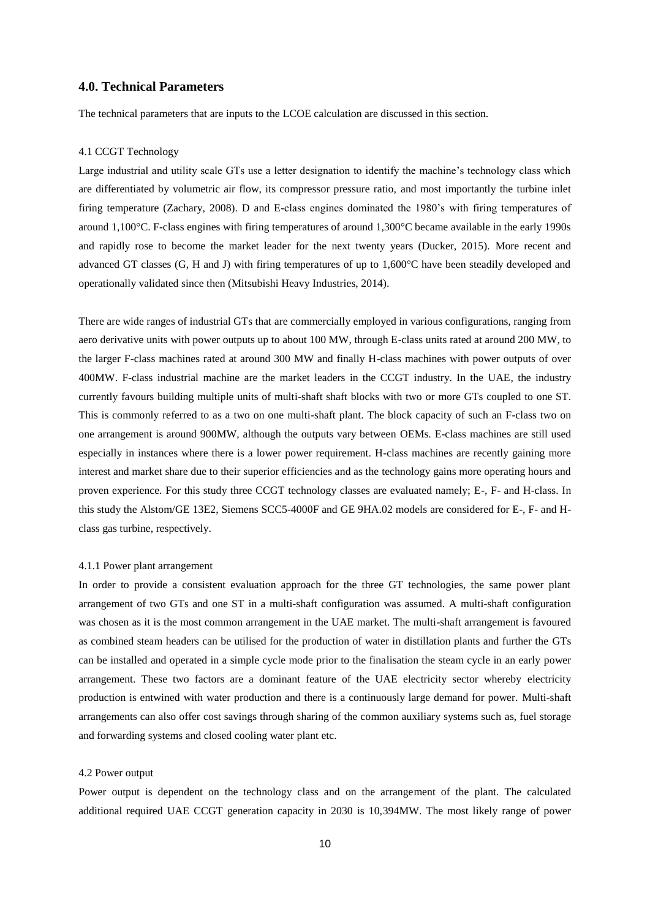## 4.0. Technical Parameters

The technical parameters that are inputs to the LCOE calculation are discussed in this section.

### 4.1 CCGT Technology

Large industrial and utility scale GTs use a letter designation to identify the machine's technology class which are differentiated by volumetric air flow, its compressor pressure ratio, and most importantly the turbine inlet firing temperature (Zachary, 2008). D and E-class engines dominated the 1980's with firing temperatures of around 1,100°C. F-class engines with firing temperatures of around 1,300°C became available in the early 1990s and rapidly rose to become the market leader for the next twenty years (Ducker, 2015). More recent and advanced GT classes (G, H and J) with firing temperatures of up to 1,600°C have been steadily developed and operationally validated since then (Mitsubishi Heavy Industries, 2014).

There are wide ranges of industrial GTs that are commercially employed in various configurations, ranging from aero derivative units with power outputs up to about 100 MW, through E-class units rated at around 200 MW, to the larger F-class machines rated at around 300 MW and finally H-class machines with power outputs of over 400MW. F-class industrial machine are the market leaders in the CCGT industry. In the UAE, the industry currently favours building multiple units of multi-shaft shaft blocks with two or more GTs coupled to one ST. This is commonly referred to as a two on one multi-shaft plant. The block capacity of such an F-class two on one arrangement is around 900MW, although the outputs vary between OEMs. E-class machines are still used especially in instances where there is a lower power requirement. H-class machines are recently gaining more interest and market share due to their superior efficiencies and as the technology gains more operating hours and proven experience. For this study three CCGT technology classes are evaluated namely; E-, F- and H-class. In this study the Alstom/GE 13E2, Siemens SCC5-4000F and GE 9HA.02 models are considered for E-, F- and H-class gas turbine, respectively.

#### 4.1.1 Power plant arrangement

In order to provide a consistent evaluation approach for the three GT technologies, the same power plant arrangement of two GTs and one ST in a multi-shaft configuration was assumed. A multi-shaft configuration was chosen as it is the most common arrangement in the UAE market. The multi-shaft arrangement is favoured as combined steam headers can be utilised for the production of water in distillation plants and further the GTs can be installed and operated in a simple cycle mode prior to the finalisation the steam cycle in an early power arrangement. These two factors are a dominant feature of the UAE electricity sector whereby electricity production is entwined with water production and there is a continuously large demand for power. Multi-shaft arrangements can also offer cost savings through sharing of the common auxiliary systems such as, fuel storage and forwarding systems and closed cooling water plant etc.

### 4.2 Power output

Power output is dependent on the technology class and on the arrangement of the plant. The calculated additional required UAE CCGT generation capacity in 2030 is 10,394MW. The most likely range of power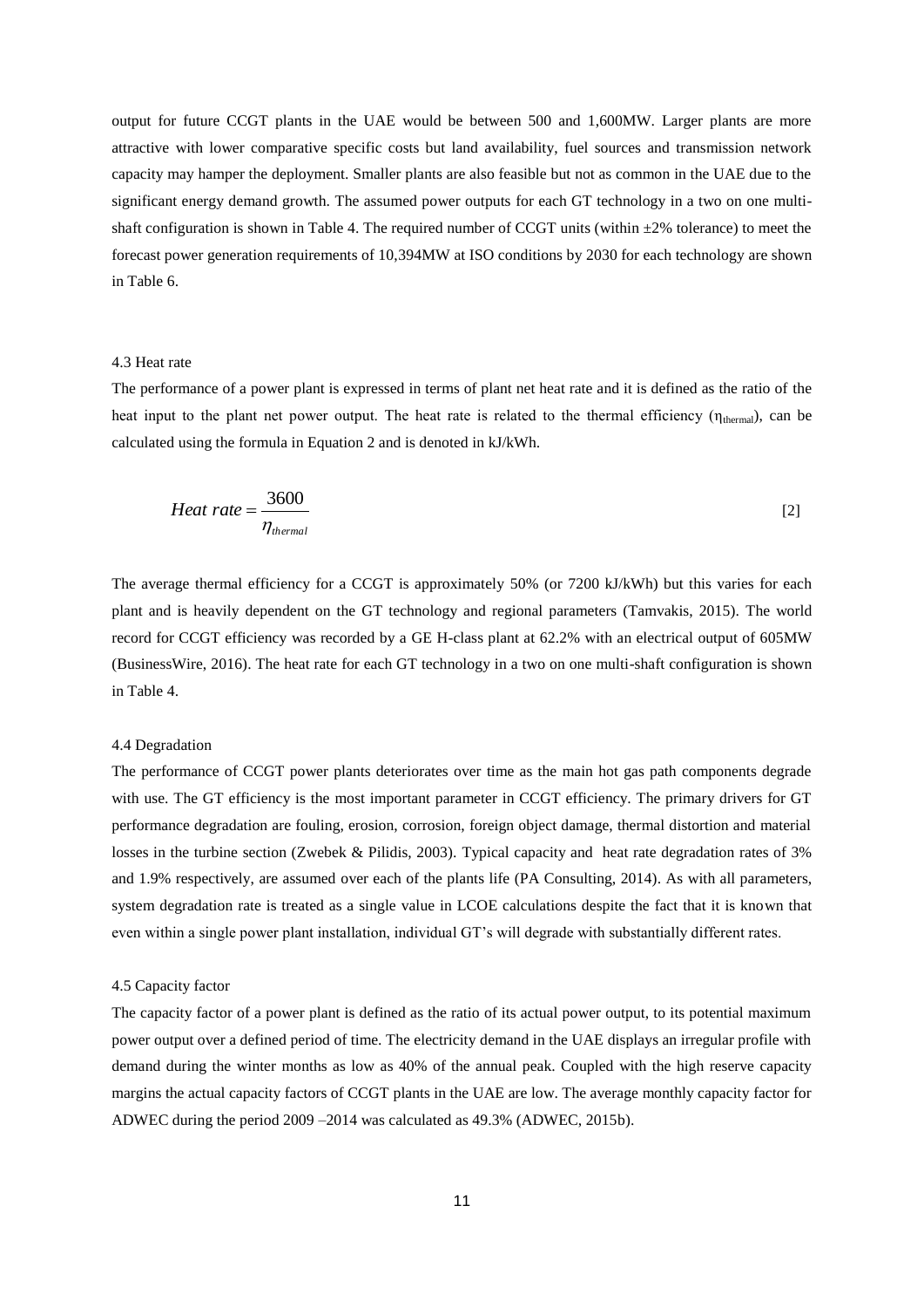output for future CCGT plants in the UAE would be between 500 and 1,600MW. Larger plants are more attractive with lower comparative specific costs but land availability, fuel sources and transmission network capacity may hamper the deployment. Smaller plants are also feasible but not as common in the UAE due to the significant energy demand growth. The assumed power outputs for each GT technology in a two on one multi-shaft configuration is shown in Table 4. The required number of CCGT units (within ±2% tolerance) to meet the forecast power generation requirements of 10,394MW at ISO conditions by 2030 for each technology are shown in Table 6.

### 4.3 Heat rate

The performance of a power plant is expressed in terms of plant net heat rate and it is defined as the ratio of the heat input to the plant net power output. The heat rate is related to the thermal efficiency ($\eta_{thermal}$), can be calculated using the formula in Equation 2 and is denoted in kJ/kWh.

$$Heat\ rate = \frac{3600}{\eta_{thermal}} \quad [2]$$

The average thermal efficiency for a CCGT is approximately 50% (or 7200 kJ/kWh) but this varies for each plant and is heavily dependent on the GT technology and regional parameters (Tamvakis, 2015). The world record for CCGT efficiency was recorded by a GE H-class plant at 62.2% with an electrical output of 605MW (BusinessWire, 2016). The heat rate for each GT technology in a two on one multi-shaft configuration is shown in Table 4.

### 4.4 Degradation

The performance of CCGT power plants deteriorates over time as the main hot gas path components degrade with use. The GT efficiency is the most important parameter in CCGT efficiency. The primary drivers for GT performance degradation are fouling, erosion, corrosion, foreign object damage, thermal distortion and material losses in the turbine section (Zwebek & Pilidis, 2003). Typical capacity and heat rate degradation rates of 3% and 1.9% respectively, are assumed over each of the plants life (PA Consulting, 2014). As with all parameters, system degradation rate is treated as a single value in LCOE calculations despite the fact that it is known that even within a single power plant installation, individual GT's will degrade with substantially different rates.

### 4.5 Capacity factor

The capacity factor of a power plant is defined as the ratio of its actual power output, to its potential maximum power output over a defined period of time. The electricity demand in the UAE displays an irregular profile with demand during the winter months as low as 40% of the annual peak. Coupled with the high reserve capacity margins the actual capacity factors of CCGT plants in the UAE are low. The average monthly capacity factor for ADWEC during the period 2009 –2014 was calculated as 49.3% (ADWEC, 2015b).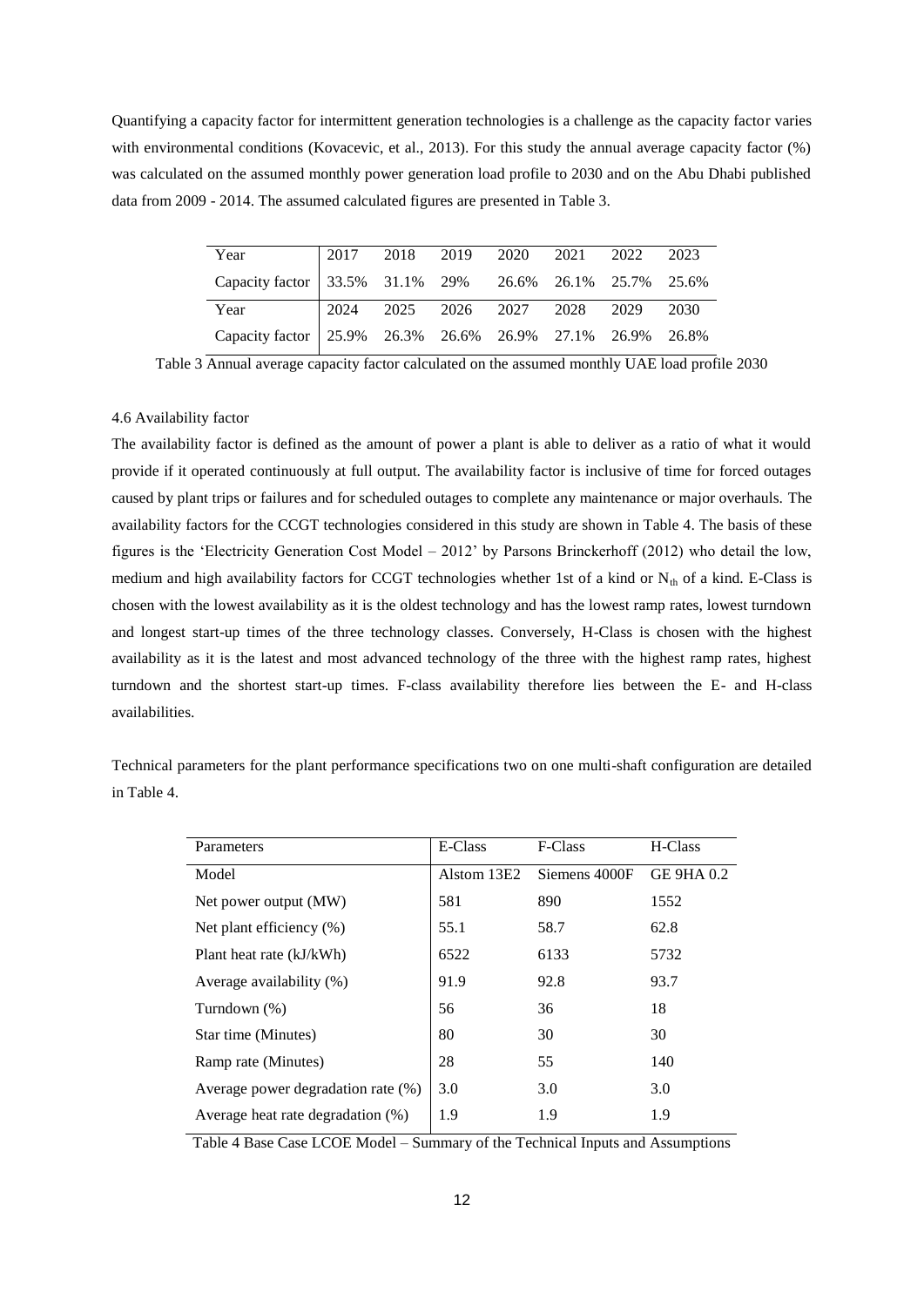Quantifying a capacity factor for intermittent generation technologies is a challenge as the capacity factor varies with environmental conditions (Kovacevic, et al., 2013). For this study the annual average capacity factor (%) was calculated on the assumed monthly power generation load profile to 2030 and on the Abu Dhabi published data from 2009 - 2014. The assumed calculated figures are presented in Table 3.

| Year | 2017 | 2018 | 2019 | 2020 | 2021 | 2022 | 2023 |
|---|---|---|---|---|---|---|---|
| Capacity factor | 33.5% | 31.1% | 29% | 26.6% | 26.1% | 25.7% | 25.6% |
| Year | 2024 | 2025 | 2026 | 2027 | 2028 | 2029 | 2030 |
| Capacity factor | 25.9% | 26.3% | 26.6% | 26.9% | 27.1% | 26.9% | 26.8% |

Table 3 Annual average capacity factor calculated on the assumed monthly UAE load profile 2030

4.6 Availability factor

The availability factor is defined as the amount of power a plant is able to deliver as a ratio of what it would provide if it operated continuously at full output. The availability factor is inclusive of time for forced outages caused by plant trips or failures and for scheduled outages to complete any maintenance or major overhauls. The availability factors for the CCGT technologies considered in this study are shown in Table 4. The basis of these figures is the 'Electricity Generation Cost Model – 2012' by Parsons Brinckerhoff (2012) who detail the low, medium and high availability factors for CCGT technologies whether 1st of a kind or $N_{th}$ of a kind. E-Class is chosen with the lowest availability as it is the oldest technology and has the lowest ramp rates, lowest turndown and longest start-up times of the three technology classes. Conversely, H-Class is chosen with the highest availability as it is the latest and most advanced technology of the three with the highest ramp rates, highest turndown and the shortest start-up times. F-class availability therefore lies between the E- and H-class availabilities.

Technical parameters for the plant performance specifications two on one multi-shaft configuration are detailed in Table 4.

| Parameters | E-Class | F-Class | H-Class |
|---|---|---|---|
| Model | Alstom 13E2 | Siemens 4000F | GE 9HA 0.2 |
| Net power output (MW) | 581 | 890 | 1552 |
| Net plant efficiency (%) | 55.1 | 58.7 | 62.8 |
| Plant heat rate (kJ/kWh) | 6522 | 6133 | 5732 |
| Average availability (%) | 91.9 | 92.8 | 93.7 |
| Turndown (%) | 56 | 36 | 18 |
| Star time (Minutes) | 80 | 30 | 30 |
| Ramp rate (Minutes) | 28 | 55 | 140 |
| Average power degradation rate (%) | 3.0 | 3.0 | 3.0 |
| Average heat rate degradation (%) | 1.9 | 1.9 | 1.9 |

Table 4 Base Case LCOE Model – Summary of the Technical Inputs and Assumptions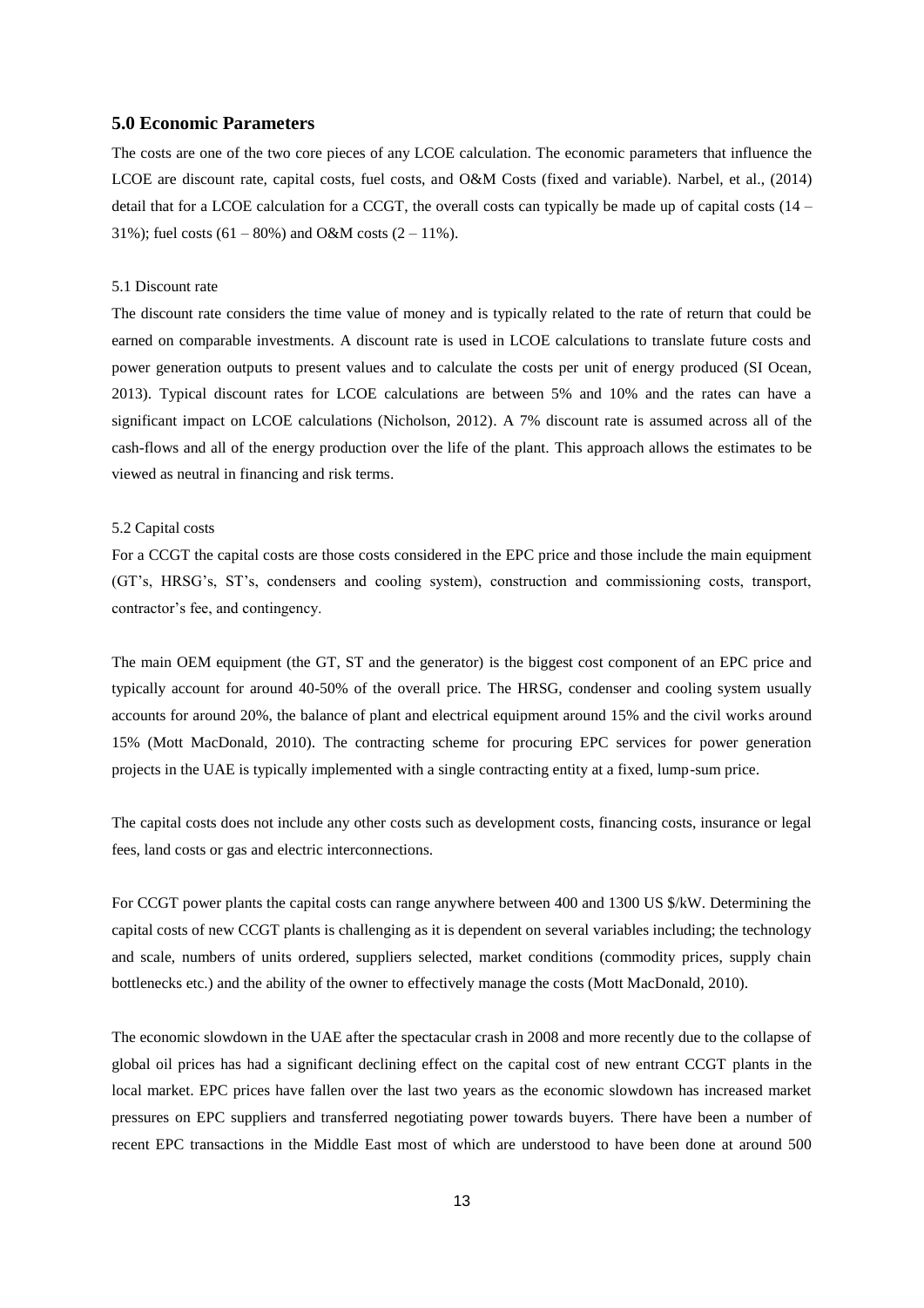## 5.0 Economic Parameters

The costs are one of the two core pieces of any LCOE calculation. The economic parameters that influence the LCOE are discount rate, capital costs, fuel costs, and O&M Costs (fixed and variable). Narbel, et al., (2014) detail that for a LCOE calculation for a CCGT, the overall costs can typically be made up of capital costs (14 – 31%); fuel costs (61 – 80%) and O&M costs (2 – 11%).

### 5.1 Discount rate

The discount rate considers the time value of money and is typically related to the rate of return that could be earned on comparable investments. A discount rate is used in LCOE calculations to translate future costs and power generation outputs to present values and to calculate the costs per unit of energy produced (SI Ocean, 2013). Typical discount rates for LCOE calculations are between 5% and 10% and the rates can have a significant impact on LCOE calculations (Nicholson, 2012). A 7% discount rate is assumed across all of the cash-flows and all of the energy production over the life of the plant. This approach allows the estimates to be viewed as neutral in financing and risk terms.

### 5.2 Capital costs

For a CCGT the capital costs are those costs considered in the EPC price and those include the main equipment (GT's, HRSG's, ST's, condensers and cooling system), construction and commissioning costs, transport, contractor's fee, and contingency.

The main OEM equipment (the GT, ST and the generator) is the biggest cost component of an EPC price and typically account for around 40-50% of the overall price. The HRSG, condenser and cooling system usually accounts for around 20%, the balance of plant and electrical equipment around 15% and the civil works around 15% (Mott MacDonald, 2010). The contracting scheme for procuring EPC services for power generation projects in the UAE is typically implemented with a single contracting entity at a fixed, lump-sum price.

The capital costs does not include any other costs such as development costs, financing costs, insurance or legal fees, land costs or gas and electric interconnections.

For CCGT power plants the capital costs can range anywhere between 400 and 1300 US $/kW. Determining the capital costs of new CCGT plants is challenging as it is dependent on several variables including; the technology and scale, numbers of units ordered, suppliers selected, market conditions (commodity prices, supply chain bottlenecks etc.) and the ability of the owner to effectively manage the costs (Mott MacDonald, 2010).

The economic slowdown in the UAE after the spectacular crash in 2008 and more recently due to the collapse of global oil prices has had a significant declining effect on the capital cost of new entrant CCGT plants in the local market. EPC prices have fallen over the last two years as the economic slowdown has increased market pressures on EPC suppliers and transferred negotiating power towards buyers. There have been a number of recent EPC transactions in the Middle East most of which are understood to have been done at around 500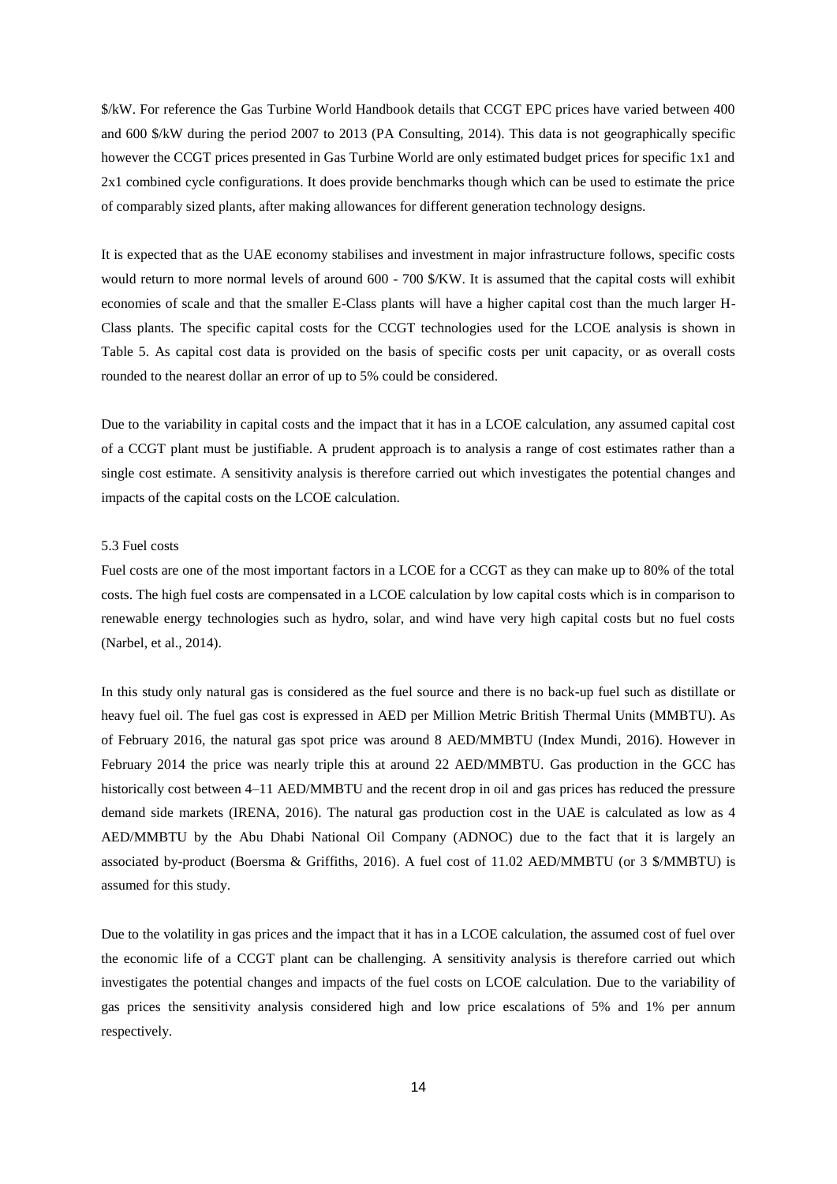$/kW. For reference the Gas Turbine World Handbook details that CCGT EPC prices have varied between 400 and 600 $/kW during the period 2007 to 2013 (PA Consulting, 2014). This data is not geographically specific however the CCGT prices presented in Gas Turbine World are only estimated budget prices for specific 1x1 and 2x1 combined cycle configurations. It does provide benchmarks though which can be used to estimate the price of comparably sized plants, after making allowances for different generation technology designs.

It is expected that as the UAE economy stabilises and investment in major infrastructure follows, specific costs would return to more normal levels of around 600 - 700 $/KW. It is assumed that the capital costs will exhibit economies of scale and that the smaller E-Class plants will have a higher capital cost than the much larger H-Class plants. The specific capital costs for the CCGT technologies used for the LCOE analysis is shown in Table 5. As capital cost data is provided on the basis of specific costs per unit capacity, or as overall costs rounded to the nearest dollar an error of up to 5% could be considered.

Due to the variability in capital costs and the impact that it has in a LCOE calculation, any assumed capital cost of a CCGT plant must be justifiable. A prudent approach is to analysis a range of cost estimates rather than a single cost estimate. A sensitivity analysis is therefore carried out which investigates the potential changes and impacts of the capital costs on the LCOE calculation.

### 5.3 Fuel costs

Fuel costs are one of the most important factors in a LCOE for a CCGT as they can make up to 80% of the total costs. The high fuel costs are compensated in a LCOE calculation by low capital costs which is in comparison to renewable energy technologies such as hydro, solar, and wind have very high capital costs but no fuel costs (Narbel, et al., 2014).

In this study only natural gas is considered as the fuel source and there is no back-up fuel such as distillate or heavy fuel oil. The fuel gas cost is expressed in AED per Million Metric British Thermal Units (MMBTU). As of February 2016, the natural gas spot price was around 8 AED/MMBTU (Index Mundi, 2016). However in February 2014 the price was nearly triple this at around 22 AED/MMBTU. Gas production in the GCC has historically cost between 4–11 AED/MMBTU and the recent drop in oil and gas prices has reduced the pressure demand side markets (IRENA, 2016). The natural gas production cost in the UAE is calculated as low as 4 AED/MMBTU by the Abu Dhabi National Oil Company (ADNOC) due to the fact that it is largely an associated by-product (Boersma & Griffiths, 2016). A fuel cost of 11.02 AED/MMBTU (or 3 $/MMBTU) is assumed for this study.

Due to the volatility in gas prices and the impact that it has in a LCOE calculation, the assumed cost of fuel over the economic life of a CCGT plant can be challenging. A sensitivity analysis is therefore carried out which investigates the potential changes and impacts of the fuel costs on LCOE calculation. Due to the variability of gas prices the sensitivity analysis considered high and low price escalations of 5% and 1% per annum respectively.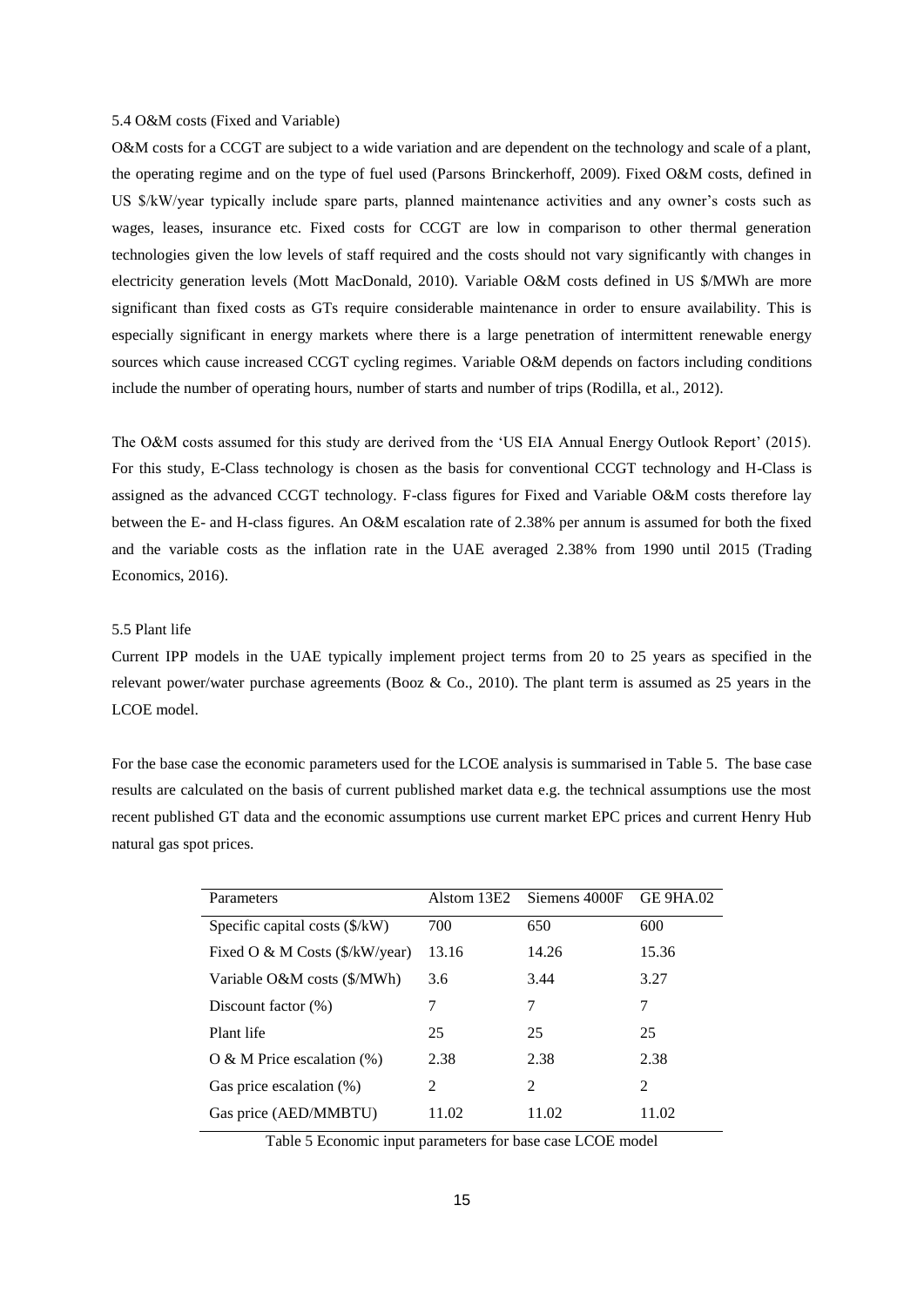### 5.4 O&M costs (Fixed and Variable)

O&M costs for a CCGT are subject to a wide variation and are dependent on the technology and scale of a plant, the operating regime and on the type of fuel used (Parsons Brinckerhoff, 2009). Fixed O&M costs, defined in US $/kW/year typically include spare parts, planned maintenance activities and any owner's costs such as wages, leases, insurance etc. Fixed costs for CCGT are low in comparison to other thermal generation technologies given the low levels of staff required and the costs should not vary significantly with changes in electricity generation levels (Mott MacDonald, 2010). Variable O&M costs defined in US $/MWh are more significant than fixed costs as GTs require considerable maintenance in order to ensure availability. This is especially significant in energy markets where there is a large penetration of intermittent renewable energy sources which cause increased CCGT cycling regimes. Variable O&M depends on factors including conditions include the number of operating hours, number of starts and number of trips (Rodilla, et al., 2012).

The O&M costs assumed for this study are derived from the 'US EIA Annual Energy Outlook Report' (2015). For this study, E-Class technology is chosen as the basis for conventional CCGT technology and H-Class is assigned as the advanced CCGT technology. F-class figures for Fixed and Variable O&M costs therefore lay between the E- and H-class figures. An O&M escalation rate of 2.38% per annum is assumed for both the fixed and the variable costs as the inflation rate in the UAE averaged 2.38% from 1990 until 2015 (Trading Economics, 2016).

### 5.5 Plant life

Current IPP models in the UAE typically implement project terms from 20 to 25 years as specified in the relevant power/water purchase agreements (Booz & Co., 2010). The plant term is assumed as 25 years in the LCOE model.

For the base case the economic parameters used for the LCOE analysis is summarised in Table 5. The base case results are calculated on the basis of current published market data e.g. the technical assumptions use the most recent published GT data and the economic assumptions use current market EPC prices and current Henry Hub natural gas spot prices.

| Parameters | Alstom 13E2 | Siemens 4000F | GE 9HA.02 |
|---|---|---|---|
| Specific capital costs ($/kW) | 700 | 650 | 600 |
| Fixed O & M Costs ($/kW/year) | 13.16 | 14.26 | 15.36 |
| Variable O&M costs ($/MWh) | 3.6 | 3.44 | 3.27 |
| Discount factor (%) | 7 | 7 | 7 |
| Plant life | 25 | 25 | 25 |
| O & M Price escalation (%) | 2.38 | 2.38 | 2.38 |
| Gas price escalation (%) | 2 | 2 | 2 |
| Gas price (AED/MMBTU) | 11.02 | 11.02 | 11.02 |

Table 5 Economic input parameters for base case LCOE model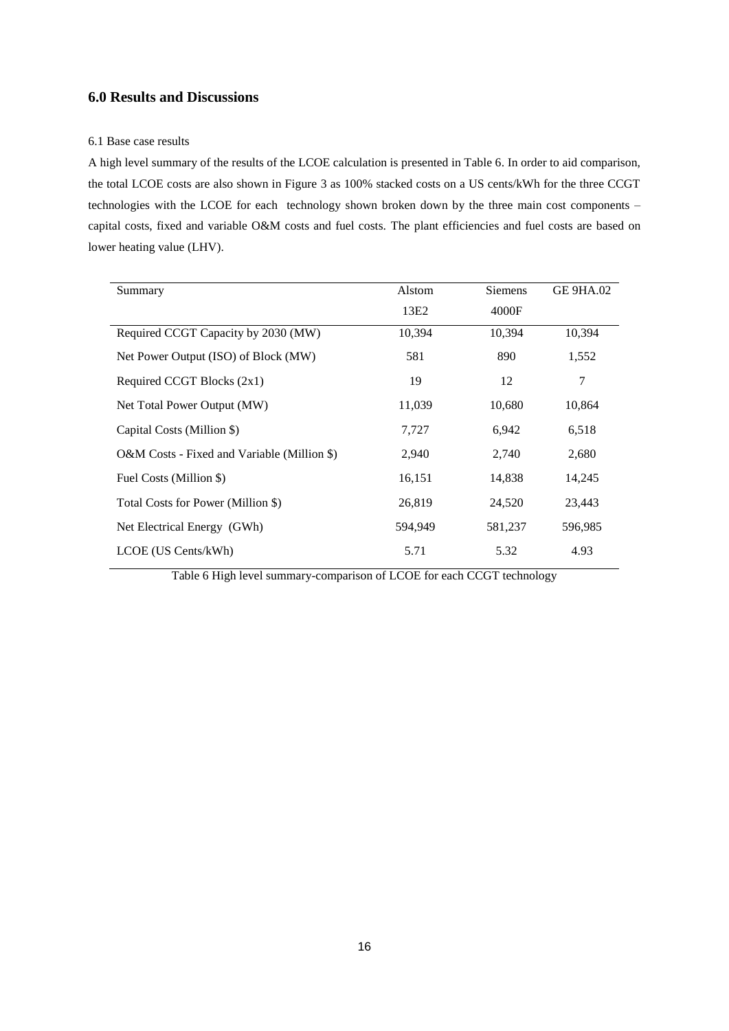## 6.0 Results and Discussions

### 6.1 Base case results

A high level summary of the results of the LCOE calculation is presented in Table 6. In order to aid comparison, the total LCOE costs are also shown in Figure 3 as 100% stacked costs on a US cents/kWh for the three CCGT technologies with the LCOE for each technology shown broken down by the three main cost components – capital costs, fixed and variable O&M costs and fuel costs. The plant efficiencies and fuel costs are based on lower heating value (LHV).

| Summary | Alstom 13E2 | Siemens 4000F | GE 9HA.02 |
| --- | --- | --- | --- |
| Required CCGT Capacity by 2030 (MW) | 10,394 | 10,394 | 10,394 |
| Net Power Output (ISO) of Block (MW) | 581 | 890 | 1,552 |
| Required CCGT Blocks (2x1) | 19 | 12 | 7 |
| Net Total Power Output (MW) | 11,039 | 10,680 | 10,864 |
| Capital Costs (Million $) | 7,727 | 6,942 | 6,518 |
| O&M Costs - Fixed and Variable (Million $) | 2,940 | 2,740 | 2,680 |
| Fuel Costs (Million $) | 16,151 | 14,838 | 14,245 |
| Total Costs for Power (Million $) | 26,819 | 24,520 | 23,443 |
| Net Electrical Energy (GWh) | 594,949 | 581,237 | 596,985 |
| LCOE (US Cents/kWh) | 5.71 | 5.32 | 4.93 |

Table 6 High level summary-comparison of LCOE for each CCGT technology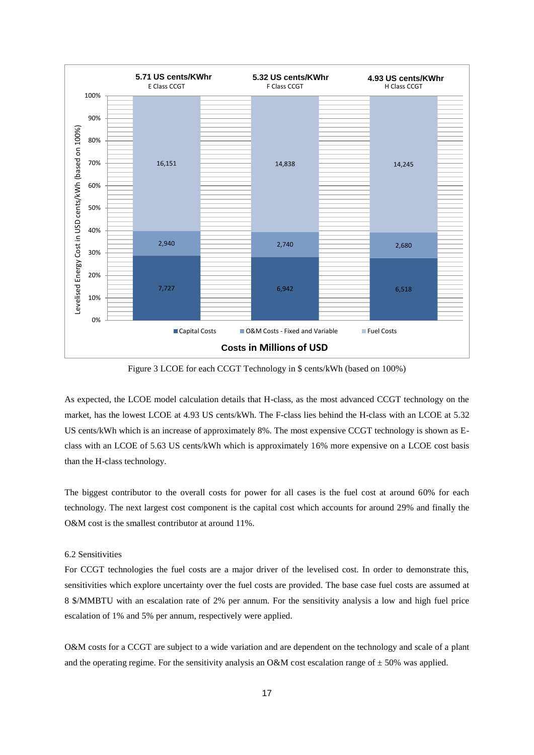| | E Class CCGT | F Class CCGT | H Class CCGT |
|---|---|---|---|
| LCOE | 5.71 US cents/KWhr | 5.32 US cents/KWhr | 4.93 US cents/KWhr |
| Capital Costs | 7,727 | 6,942 | 6,518 |
| O&M Costs - Fixed and Variable | 2,940 | 2,740 | 2,680 |
| Fuel Costs | 16,151 | 14,838 | 14,245 |

Levelised Energy Cost in USD cents/kWh (based on 100%)

Costs in Millions of USD

Figure 3 LCOE for each CCGT Technology in $ cents/kWh (based on 100%)

As expected, the LCOE model calculation details that H-class, as the most advanced CCGT technology on the market, has the lowest LCOE at 4.93 US cents/kWh. The F-class lies behind the H-class with an LCOE at 5.32 US cents/kWh which is an increase of approximately 8%. The most expensive CCGT technology is shown as E-class with an LCOE of 5.63 US cents/kWh which is approximately 16% more expensive on a LCOE cost basis than the H-class technology.

The biggest contributor to the overall costs for power for all cases is the fuel cost at around 60% for each technology. The next largest cost component is the capital cost which accounts for around 29% and finally the O&M cost is the smallest contributor at around 11%.

### 6.2 Sensitivities

For CCGT technologies the fuel costs are a major driver of the levelised cost. In order to demonstrate this, sensitivities which explore uncertainty over the fuel costs are provided. The base case fuel costs are assumed at 8 $/MMBTU with an escalation rate of 2% per annum. For the sensitivity analysis a low and high fuel price escalation of 1% and 5% per annum, respectively were applied.

O&M costs for a CCGT are subject to a wide variation and are dependent on the technology and scale of a plant and the operating regime. For the sensitivity analysis an O&M cost escalation range of ± 50% was applied.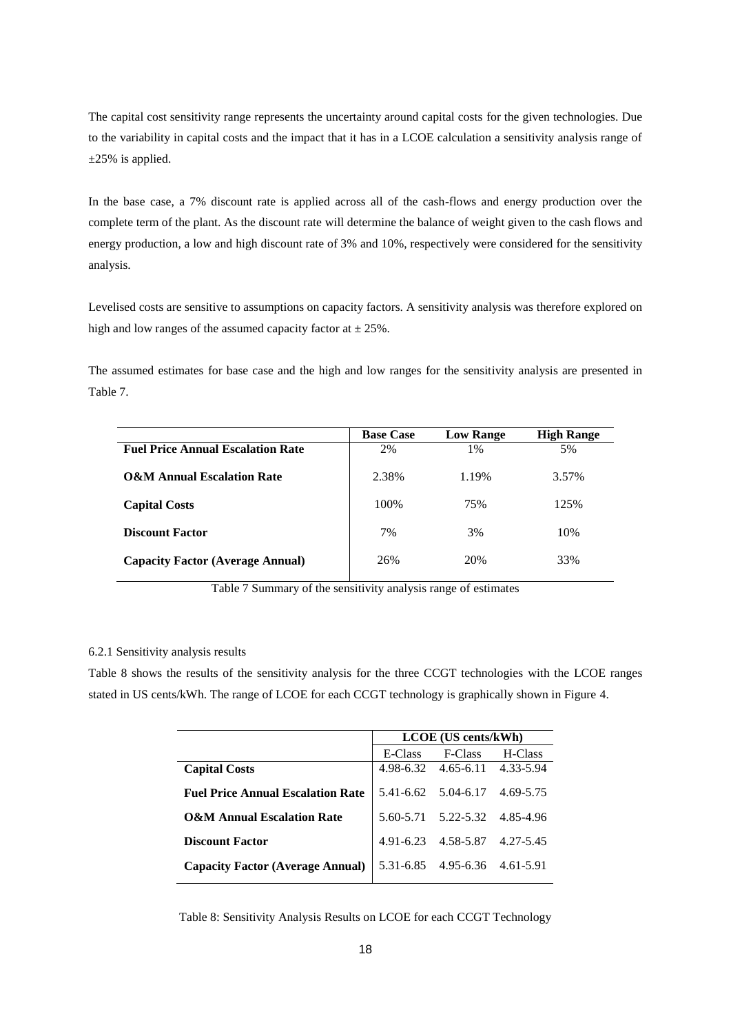The capital cost sensitivity range represents the uncertainty around capital costs for the given technologies. Due to the variability in capital costs and the impact that it has in a LCOE calculation a sensitivity analysis range of ±25% is applied.

In the base case, a 7% discount rate is applied across all of the cash-flows and energy production over the complete term of the plant. As the discount rate will determine the balance of weight given to the cash flows and energy production, a low and high discount rate of 3% and 10%, respectively were considered for the sensitivity analysis.

Levelised costs are sensitive to assumptions on capacity factors. A sensitivity analysis was therefore explored on high and low ranges of the assumed capacity factor at ± 25%.

The assumed estimates for base case and the high and low ranges for the sensitivity analysis are presented in Table 7.

| | **Base Case** | **Low Range** | **High Range** |
|---|---|---|---|
| **Fuel Price Annual Escalation Rate** | 2% | 1% | 5% |
| **O&M Annual Escalation Rate** | 2.38% | 1.19% | 3.57% |
| **Capital Costs** | 100% | 75% | 125% |
| **Discount Factor** | 7% | 3% | 10% |
| **Capacity Factor (Average Annual)** | 26% | 20% | 33% |

Table 7 Summary of the sensitivity analysis range of estimates

### 6.2.1 Sensitivity analysis results

Table 8 shows the results of the sensitivity analysis for the three CCGT technologies with the LCOE ranges stated in US cents/kWh. The range of LCOE for each CCGT technology is graphically shown in Figure 4.

| | **LCOE (US cents/kWh)** | | |
|---|---|---|---|
| | E-Class | F-Class | H-Class |
| **Capital Costs** | 4.98-6.32 | 4.65-6.11 | 4.33-5.94 |
| **Fuel Price Annual Escalation Rate** | 5.41-6.62 | 5.04-6.17 | 4.69-5.75 |
| **O&M Annual Escalation Rate** | 5.60-5.71 | 5.22-5.32 | 4.85-4.96 |
| **Discount Factor** | 4.91-6.23 | 4.58-5.87 | 4.27-5.45 |
| **Capacity Factor (Average Annual)** | 5.31-6.85 | 4.95-6.36 | 4.61-5.91 |

Table 8: Sensitivity Analysis Results on LCOE for each CCGT Technology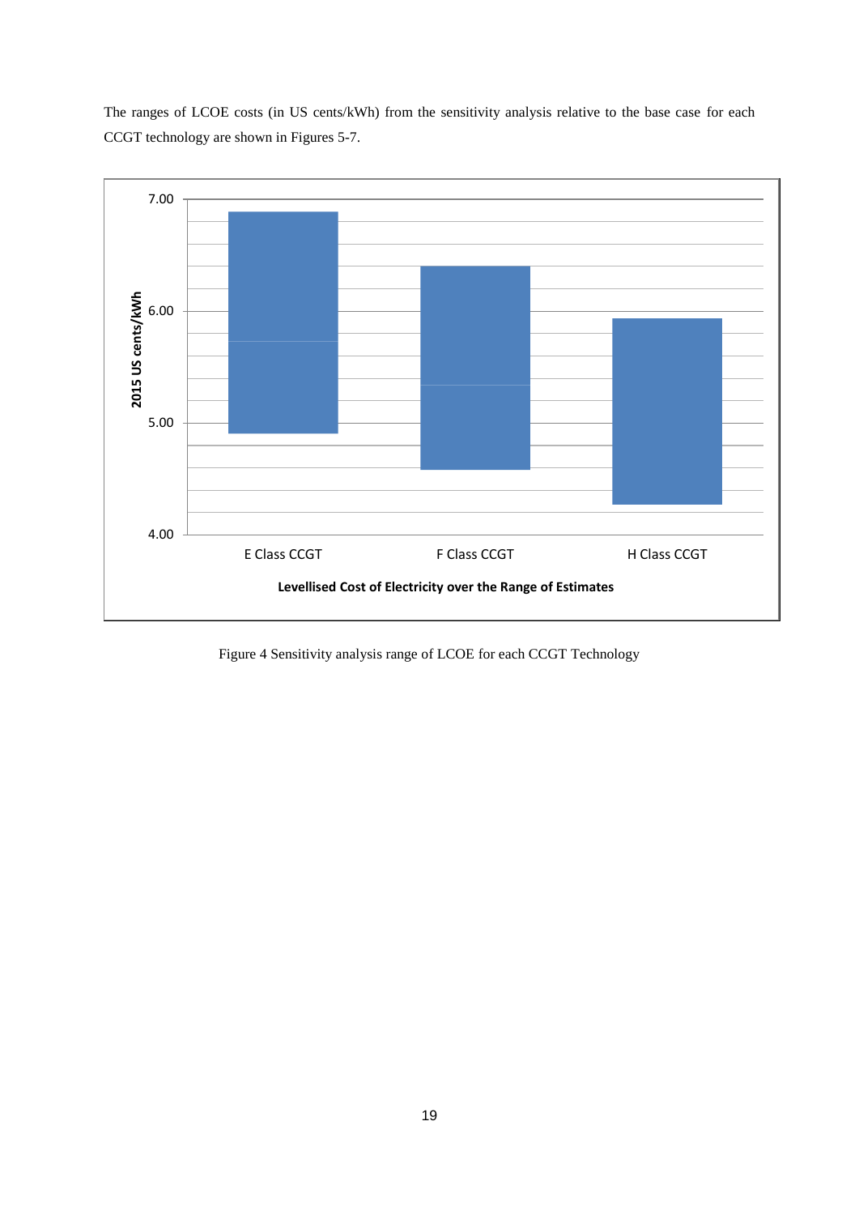The ranges of LCOE costs (in US cents/kWh) from the sensitivity analysis relative to the base case for each CCGT technology are shown in Figures 5-7.

Figure 4 Sensitivity analysis range of LCOE for each CCGT Technology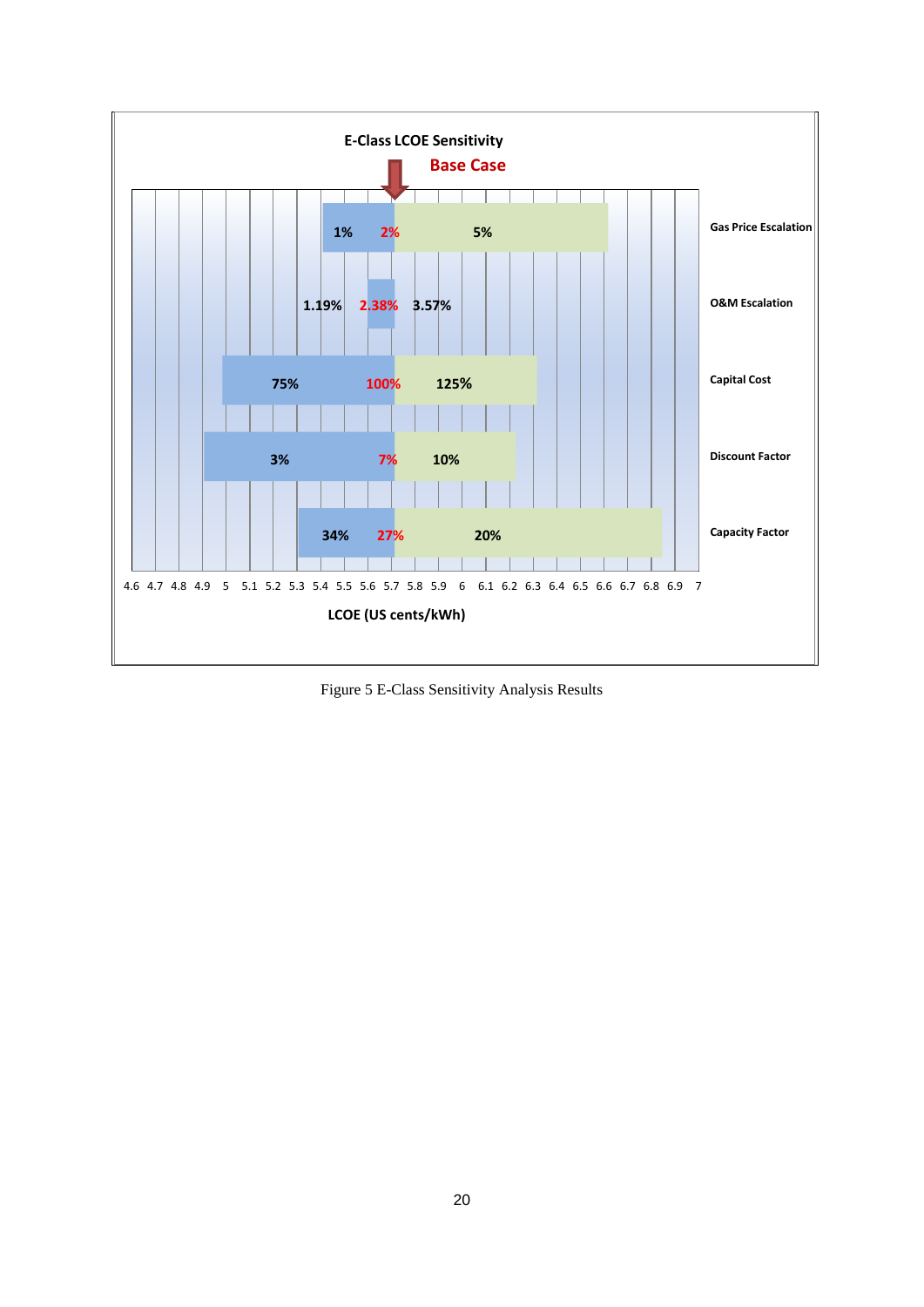E-Class LCOE Sensitivity

Base Case

| Parameter | Low | Base | High |
|---|---|---|---|
| Gas Price Escalation | 1% | 2% | 5% |
| O&M Escalation | 1.19% | 2.38% | 3.57% |
| Capital Cost | 75% | 100% | 125% |
| Discount Factor | 3% | 7% | 10% |
| Capacity Factor | 34% | 27% | 20% |

LCOE (US cents/kWh)

Figure 5 E-Class Sensitivity Analysis Results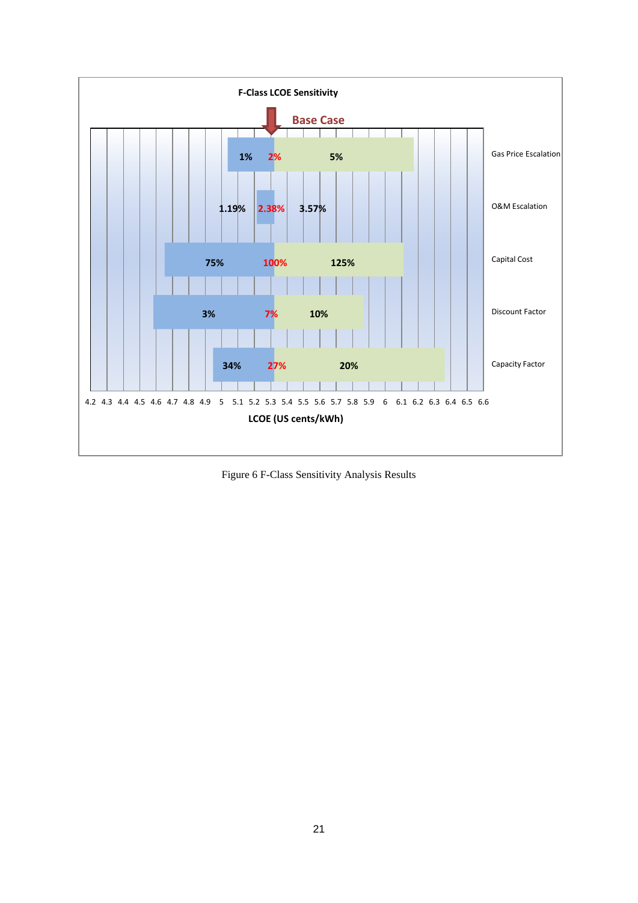**F-Class LCOE Sensitivity**

Base Case

| Parameter | Low | Base Case | High |
| --- | --- | --- | --- |
| Gas Price Escalation | 1% | 2% | 5% |
| O&M Escalation | 1.19% | 2.38% | 3.57% |
| Capital Cost | 75% | 100% | 125% |
| Discount Factor | 3% | 7% | 10% |
| Capacity Factor | 34% | 27% | 20% |

LCOE (US cents/kWh): 4.2 4.3 4.4 4.5 4.6 4.7 4.8 4.9 5 5.1 5.2 5.3 5.4 5.5 5.6 5.7 5.8 5.9 6 6.1 6.2 6.3 6.4 6.5 6.6

Figure 6 F-Class Sensitivity Analysis Results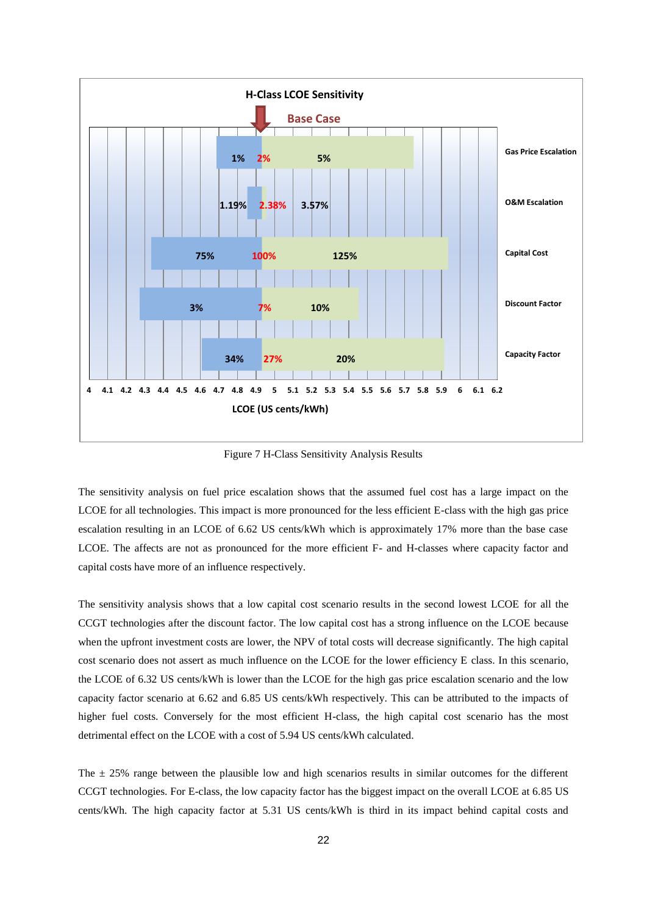Figure 7 H-Class Sensitivity Analysis Results

The sensitivity analysis on fuel price escalation shows that the assumed fuel cost has a large impact on the LCOE for all technologies. This impact is more pronounced for the less efficient E-class with the high gas price escalation resulting in an LCOE of 6.62 US cents/kWh which is approximately 17% more than the base case LCOE. The affects are not as pronounced for the more efficient F- and H-classes where capacity factor and capital costs have more of an influence respectively.

The sensitivity analysis shows that a low capital cost scenario results in the second lowest LCOE for all the CCGT technologies after the discount factor. The low capital cost has a strong influence on the LCOE because when the upfront investment costs are lower, the NPV of total costs will decrease significantly. The high capital cost scenario does not assert as much influence on the LCOE for the lower efficiency E class. In this scenario, the LCOE of 6.32 US cents/kWh is lower than the LCOE for the high gas price escalation scenario and the low capacity factor scenario at 6.62 and 6.85 US cents/kWh respectively. This can be attributed to the impacts of higher fuel costs. Conversely for the most efficient H-class, the high capital cost scenario has the most detrimental effect on the LCOE with a cost of 5.94 US cents/kWh calculated.

The ± 25% range between the plausible low and high scenarios results in similar outcomes for the different CCGT technologies. For E-class, the low capacity factor has the biggest impact on the overall LCOE at 6.85 US cents/kWh. The high capacity factor at 5.31 US cents/kWh is third in its impact behind capital costs and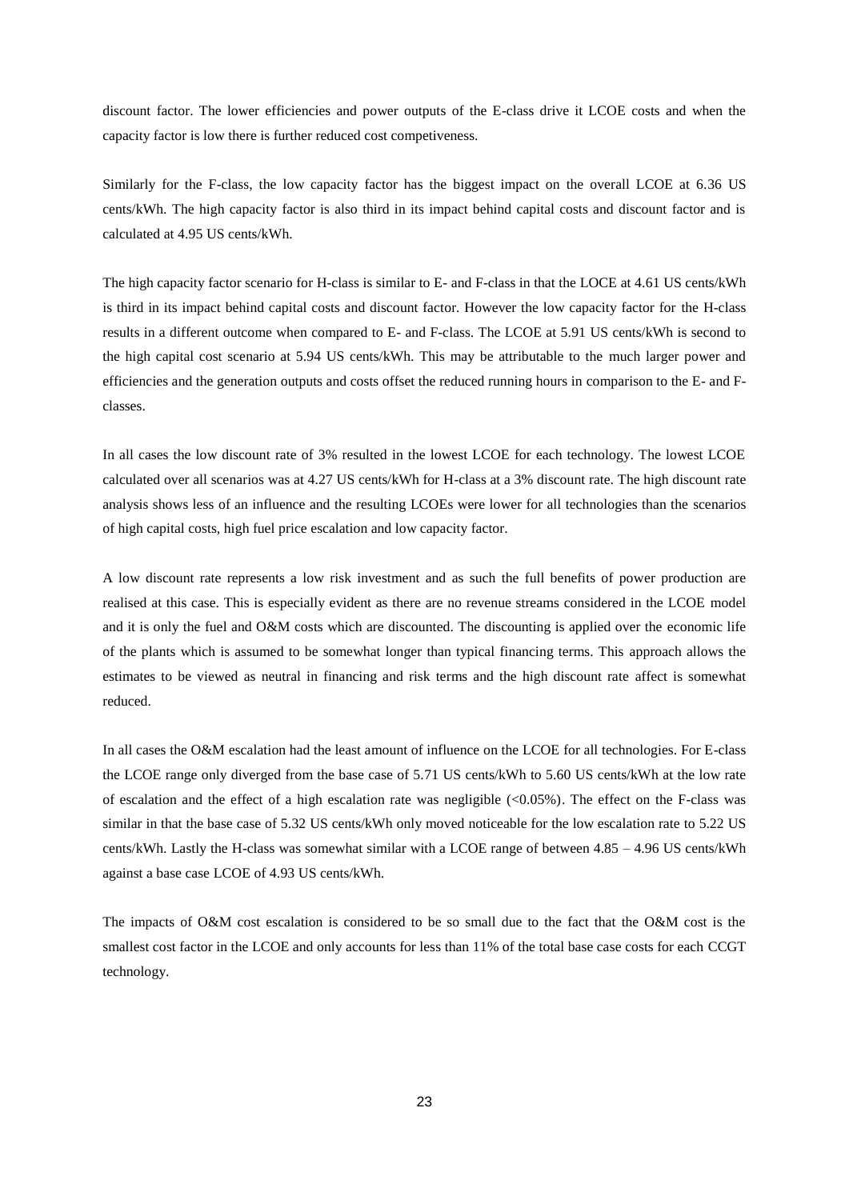discount factor. The lower efficiencies and power outputs of the E-class drive it LCOE costs and when the capacity factor is low there is further reduced cost competiveness.

Similarly for the F-class, the low capacity factor has the biggest impact on the overall LCOE at 6.36 US cents/kWh. The high capacity factor is also third in its impact behind capital costs and discount factor and is calculated at 4.95 US cents/kWh.

The high capacity factor scenario for H-class is similar to E- and F-class in that the LOCE at 4.61 US cents/kWh is third in its impact behind capital costs and discount factor. However the low capacity factor for the H-class results in a different outcome when compared to E- and F-class. The LCOE at 5.91 US cents/kWh is second to the high capital cost scenario at 5.94 US cents/kWh. This may be attributable to the much larger power and efficiencies and the generation outputs and costs offset the reduced running hours in comparison to the E- and F-classes.

In all cases the low discount rate of 3% resulted in the lowest LCOE for each technology. The lowest LCOE calculated over all scenarios was at 4.27 US cents/kWh for H-class at a 3% discount rate. The high discount rate analysis shows less of an influence and the resulting LCOEs were lower for all technologies than the scenarios of high capital costs, high fuel price escalation and low capacity factor.

A low discount rate represents a low risk investment and as such the full benefits of power production are realised at this case. This is especially evident as there are no revenue streams considered in the LCOE model and it is only the fuel and O&M costs which are discounted. The discounting is applied over the economic life of the plants which is assumed to be somewhat longer than typical financing terms. This approach allows the estimates to be viewed as neutral in financing and risk terms and the high discount rate affect is somewhat reduced.

In all cases the O&M escalation had the least amount of influence on the LCOE for all technologies. For E-class the LCOE range only diverged from the base case of 5.71 US cents/kWh to 5.60 US cents/kWh at the low rate of escalation and the effect of a high escalation rate was negligible (<0.05%). The effect on the F-class was similar in that the base case of 5.32 US cents/kWh only moved noticeable for the low escalation rate to 5.22 US cents/kWh. Lastly the H-class was somewhat similar with a LCOE range of between 4.85 – 4.96 US cents/kWh against a base case LCOE of 4.93 US cents/kWh.

The impacts of O&M cost escalation is considered to be so small due to the fact that the O&M cost is the smallest cost factor in the LCOE and only accounts for less than 11% of the total base case costs for each CCGT technology.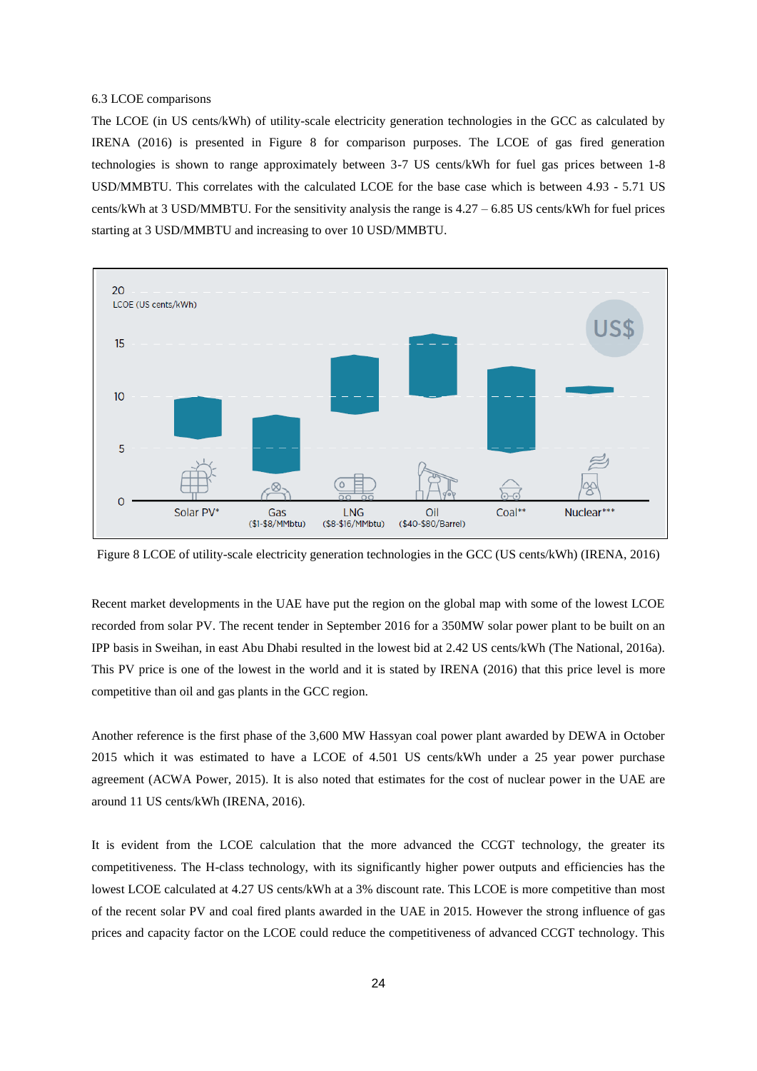6.3 LCOE comparisons

The LCOE (in US cents/kWh) of utility-scale electricity generation technologies in the GCC as calculated by IRENA (2016) is presented in Figure 8 for comparison purposes. The LCOE of gas fired generation technologies is shown to range approximately between 3-7 US cents/kWh for fuel gas prices between 1-8 USD/MMBTU. This correlates with the calculated LCOE for the base case which is between 4.93 - 5.71 US cents/kWh at 3 USD/MMBTU. For the sensitivity analysis the range is 4.27 – 6.85 US cents/kWh for fuel prices starting at 3 USD/MMBTU and increasing to over 10 USD/MMBTU.

Figure 8 LCOE of utility-scale electricity generation technologies in the GCC (US cents/kWh) (IRENA, 2016)

Recent market developments in the UAE have put the region on the global map with some of the lowest LCOE recorded from solar PV. The recent tender in September 2016 for a 350MW solar power plant to be built on an IPP basis in Sweihan, in east Abu Dhabi resulted in the lowest bid at 2.42 US cents/kWh (The National, 2016a). This PV price is one of the lowest in the world and it is stated by IRENA (2016) that this price level is more competitive than oil and gas plants in the GCC region.

Another reference is the first phase of the 3,600 MW Hassyan coal power plant awarded by DEWA in October 2015 which it was estimated to have a LCOE of 4.501 US cents/kWh under a 25 year power purchase agreement (ACWA Power, 2015). It is also noted that estimates for the cost of nuclear power in the UAE are around 11 US cents/kWh (IRENA, 2016).

It is evident from the LCOE calculation that the more advanced the CCGT technology, the greater its competitiveness. The H-class technology, with its significantly higher power outputs and efficiencies has the lowest LCOE calculated at 4.27 US cents/kWh at a 3% discount rate. This LCOE is more competitive than most of the recent solar PV and coal fired plants awarded in the UAE in 2015. However the strong influence of gas prices and capacity factor on the LCOE could reduce the competitiveness of advanced CCGT technology. This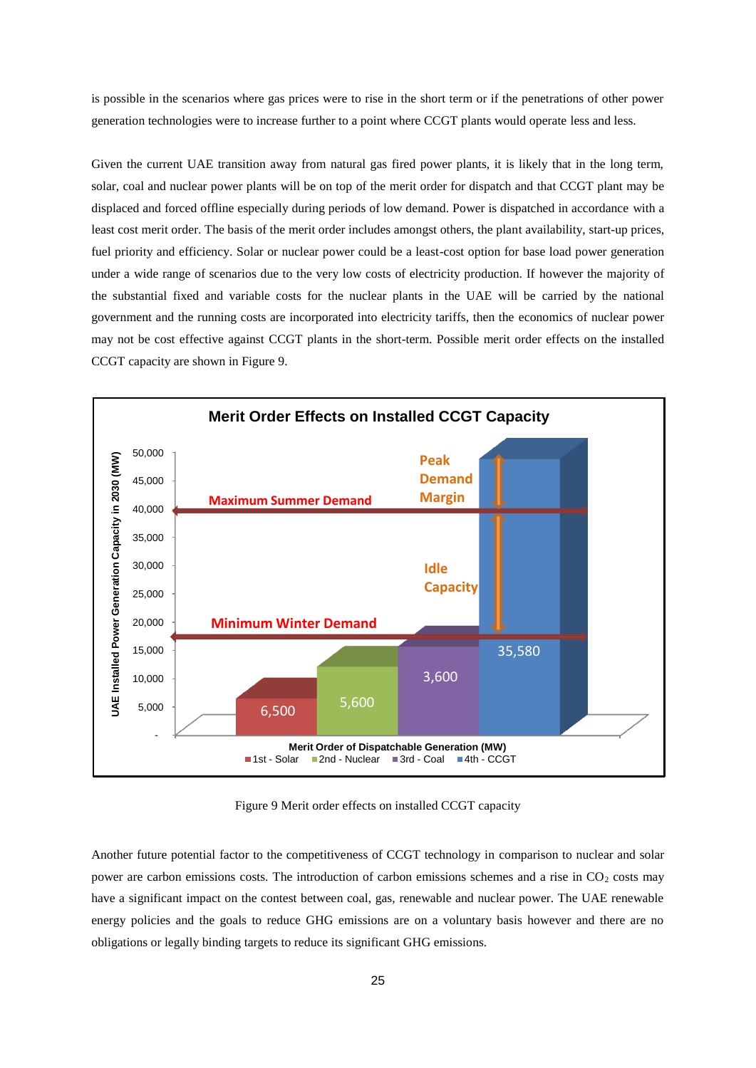is possible in the scenarios where gas prices were to rise in the short term or if the penetrations of other power generation technologies were to increase further to a point where CCGT plants would operate less and less.

Given the current UAE transition away from natural gas fired power plants, it is likely that in the long term, solar, coal and nuclear power plants will be on top of the merit order for dispatch and that CCGT plant may be displaced and forced offline especially during periods of low demand. Power is dispatched in accordance with a least cost merit order. The basis of the merit order includes amongst others, the plant availability, start-up prices, fuel priority and efficiency. Solar or nuclear power could be a least-cost option for base load power generation under a wide range of scenarios due to the very low costs of electricity production. If however the majority of the substantial fixed and variable costs for the nuclear plants in the UAE will be carried by the national government and the running costs are incorporated into electricity tariffs, then the economics of nuclear power may not be cost effective against CCGT plants in the short-term. Possible merit order effects on the installed CCGT capacity are shown in Figure 9.

Figure 9 Merit order effects on installed CCGT capacity

Another future potential factor to the competitiveness of CCGT technology in comparison to nuclear and solar power are carbon emissions costs. The introduction of carbon emissions schemes and a rise in $CO_2$ costs may have a significant impact on the contest between coal, gas, renewable and nuclear power. The UAE renewable energy policies and the goals to reduce GHG emissions are on a voluntary basis however and there are no obligations or legally binding targets to reduce its significant GHG emissions.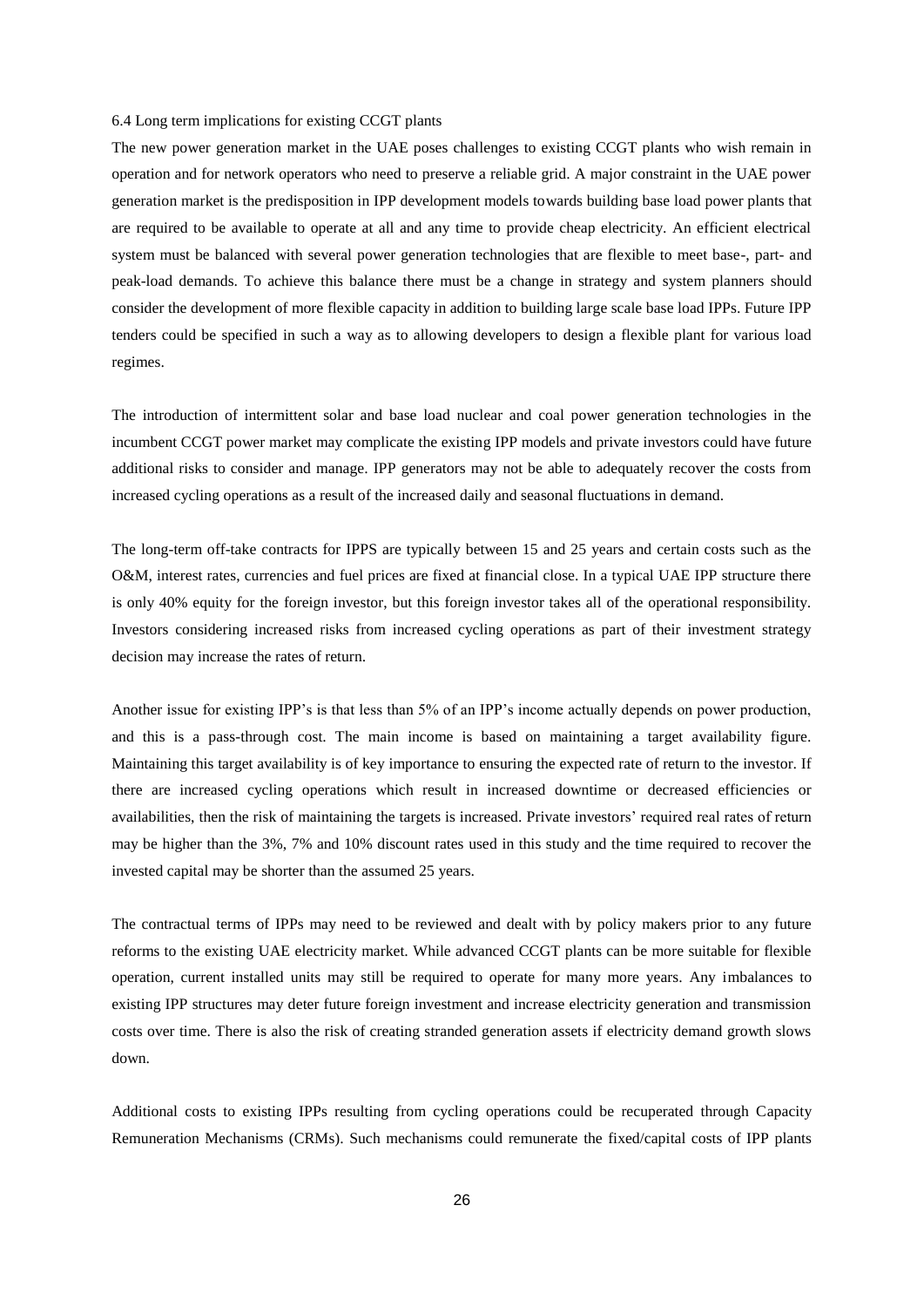### 6.4 Long term implications for existing CCGT plants

The new power generation market in the UAE poses challenges to existing CCGT plants who wish remain in operation and for network operators who need to preserve a reliable grid. A major constraint in the UAE power generation market is the predisposition in IPP development models towards building base load power plants that are required to be available to operate at all and any time to provide cheap electricity. An efficient electrical system must be balanced with several power generation technologies that are flexible to meet base-, part- and peak-load demands. To achieve this balance there must be a change in strategy and system planners should consider the development of more flexible capacity in addition to building large scale base load IPPs. Future IPP tenders could be specified in such a way as to allowing developers to design a flexible plant for various load regimes.

The introduction of intermittent solar and base load nuclear and coal power generation technologies in the incumbent CCGT power market may complicate the existing IPP models and private investors could have future additional risks to consider and manage. IPP generators may not be able to adequately recover the costs from increased cycling operations as a result of the increased daily and seasonal fluctuations in demand.

The long-term off-take contracts for IPPS are typically between 15 and 25 years and certain costs such as the O&M, interest rates, currencies and fuel prices are fixed at financial close. In a typical UAE IPP structure there is only 40% equity for the foreign investor, but this foreign investor takes all of the operational responsibility. Investors considering increased risks from increased cycling operations as part of their investment strategy decision may increase the rates of return.

Another issue for existing IPP's is that less than 5% of an IPP's income actually depends on power production, and this is a pass-through cost. The main income is based on maintaining a target availability figure. Maintaining this target availability is of key importance to ensuring the expected rate of return to the investor. If there are increased cycling operations which result in increased downtime or decreased efficiencies or availabilities, then the risk of maintaining the targets is increased. Private investors' required real rates of return may be higher than the 3%, 7% and 10% discount rates used in this study and the time required to recover the invested capital may be shorter than the assumed 25 years.

The contractual terms of IPPs may need to be reviewed and dealt with by policy makers prior to any future reforms to the existing UAE electricity market. While advanced CCGT plants can be more suitable for flexible operation, current installed units may still be required to operate for many more years. Any imbalances to existing IPP structures may deter future foreign investment and increase electricity generation and transmission costs over time. There is also the risk of creating stranded generation assets if electricity demand growth slows down.

Additional costs to existing IPPs resulting from cycling operations could be recuperated through Capacity Remuneration Mechanisms (CRMs). Such mechanisms could remunerate the fixed/capital costs of IPP plants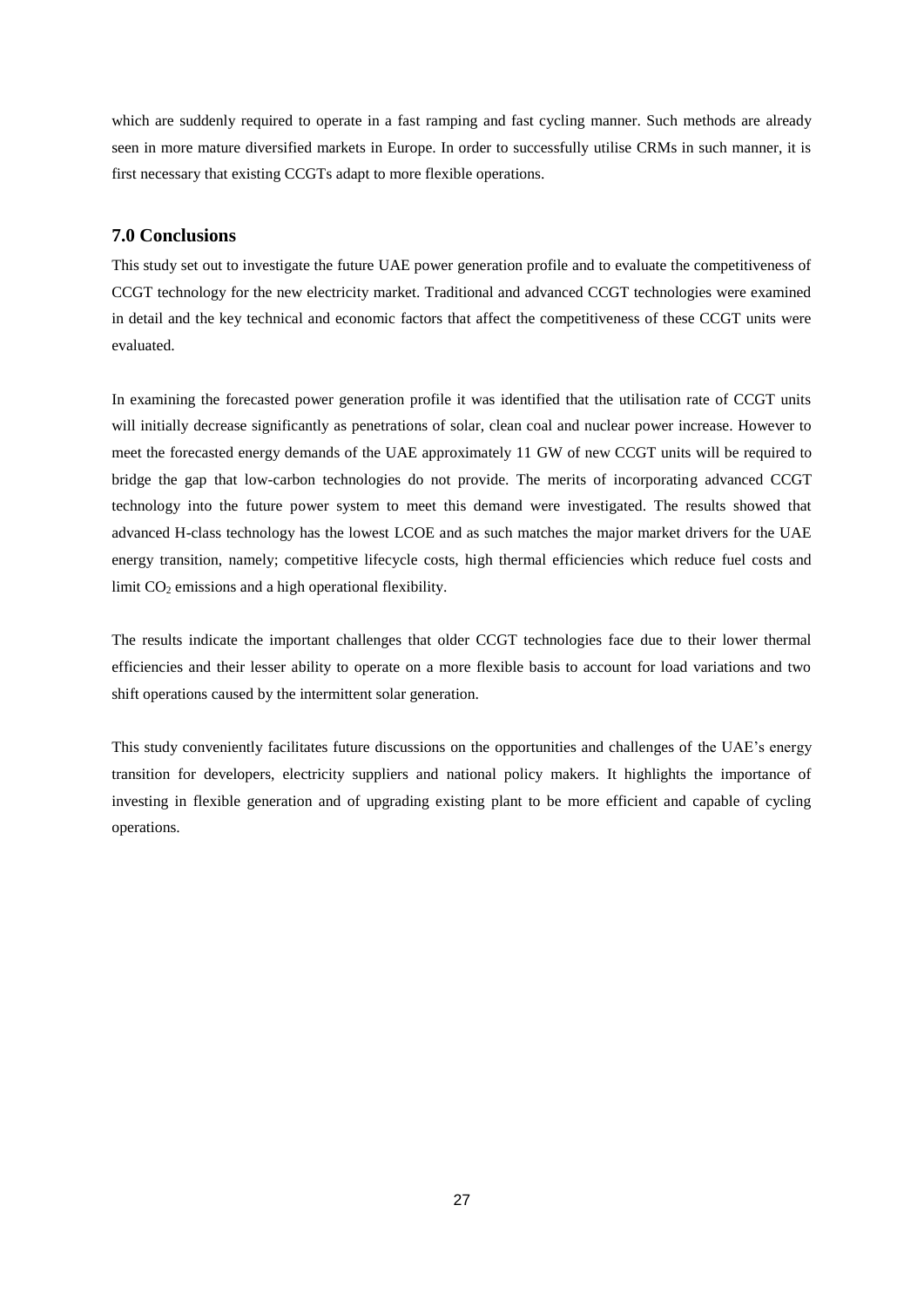which are suddenly required to operate in a fast ramping and fast cycling manner. Such methods are already seen in more mature diversified markets in Europe. In order to successfully utilise CRMs in such manner, it is first necessary that existing CCGTs adapt to more flexible operations.

## 7.0 Conclusions

This study set out to investigate the future UAE power generation profile and to evaluate the competitiveness of CCGT technology for the new electricity market. Traditional and advanced CCGT technologies were examined in detail and the key technical and economic factors that affect the competitiveness of these CCGT units were evaluated.

In examining the forecasted power generation profile it was identified that the utilisation rate of CCGT units will initially decrease significantly as penetrations of solar, clean coal and nuclear power increase. However to meet the forecasted energy demands of the UAE approximately 11 GW of new CCGT units will be required to bridge the gap that low-carbon technologies do not provide. The merits of incorporating advanced CCGT technology into the future power system to meet this demand were investigated. The results showed that advanced H-class technology has the lowest LCOE and as such matches the major market drivers for the UAE energy transition, namely; competitive lifecycle costs, high thermal efficiencies which reduce fuel costs and limit $CO_2$ emissions and a high operational flexibility.

The results indicate the important challenges that older CCGT technologies face due to their lower thermal efficiencies and their lesser ability to operate on a more flexible basis to account for load variations and two shift operations caused by the intermittent solar generation.

This study conveniently facilitates future discussions on the opportunities and challenges of the UAE's energy transition for developers, electricity suppliers and national policy makers. It highlights the importance of investing in flexible generation and of upgrading existing plant to be more efficient and capable of cycling operations.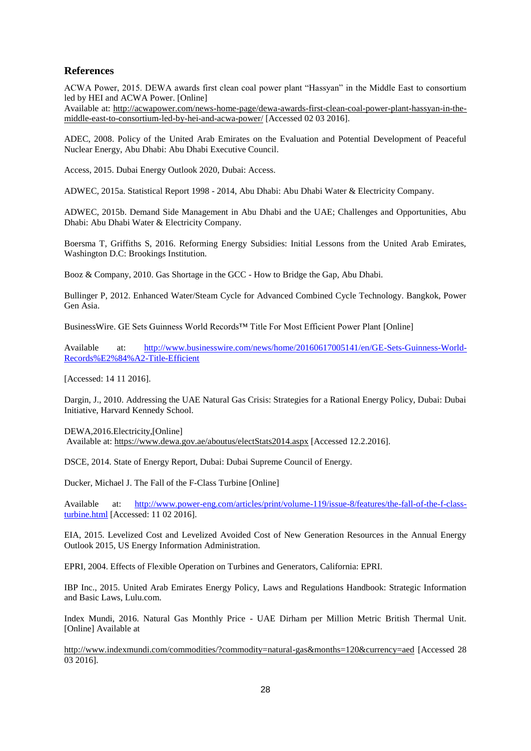## References

ACWA Power, 2015. DEWA awards first clean coal power plant "Hassyan" in the Middle East to consortium led by HEI and ACWA Power. [Online]
Available at: http://acwapower.com/news-home-page/dewa-awards-first-clean-coal-power-plant-hassyan-in-the-middle-east-to-consortium-led-by-hei-and-acwa-power/ [Accessed 02 03 2016].

ADEC, 2008. Policy of the United Arab Emirates on the Evaluation and Potential Development of Peaceful Nuclear Energy, Abu Dhabi: Abu Dhabi Executive Council.

Access, 2015. Dubai Energy Outlook 2020, Dubai: Access.

ADWEC, 2015a. Statistical Report 1998 - 2014, Abu Dhabi: Abu Dhabi Water & Electricity Company.

ADWEC, 2015b. Demand Side Management in Abu Dhabi and the UAE; Challenges and Opportunities, Abu Dhabi: Abu Dhabi Water & Electricity Company.

Boersma T, Griffiths S, 2016. Reforming Energy Subsidies: Initial Lessons from the United Arab Emirates, Washington D.C: Brookings Institution.

Booz & Company, 2010. Gas Shortage in the GCC - How to Bridge the Gap, Abu Dhabi.

Bullinger P, 2012. Enhanced Water/Steam Cycle for Advanced Combined Cycle Technology. Bangkok, Power Gen Asia.

BusinessWire. GE Sets Guinness World Records™ Title For Most Efficient Power Plant [Online]

Available at: http://www.businesswire.com/news/home/20160617005141/en/GE-Sets-Guinness-World-Records%E2%84%A2-Title-Efficient

[Accessed: 14 11 2016].

Dargin, J., 2010. Addressing the UAE Natural Gas Crisis: Strategies for a Rational Energy Policy, Dubai: Dubai Initiative, Harvard Kennedy School.

DEWA,2016.Electricity,[Online]
Available at: https://www.dewa.gov.ae/aboutus/electStats2014.aspx [Accessed 12.2.2016].

DSCE, 2014. State of Energy Report, Dubai: Dubai Supreme Council of Energy.

Ducker, Michael J. The Fall of the F-Class Turbine [Online]

Available at: http://www.power-eng.com/articles/print/volume-119/issue-8/features/the-fall-of-the-f-class-turbine.html [Accessed: 11 02 2016].

EIA, 2015. Levelized Cost and Levelized Avoided Cost of New Generation Resources in the Annual Energy Outlook 2015, US Energy Information Administration.

EPRI, 2004. Effects of Flexible Operation on Turbines and Generators, California: EPRI.

IBP Inc., 2015. United Arab Emirates Energy Policy, Laws and Regulations Handbook: Strategic Information and Basic Laws, Lulu.com.

Index Mundi, 2016. Natural Gas Monthly Price - UAE Dirham per Million Metric British Thermal Unit. [Online] Available at

http://www.indexmundi.com/commodities/?commodity=natural-gas&months=120&currency=aed [Accessed 28 03 2016].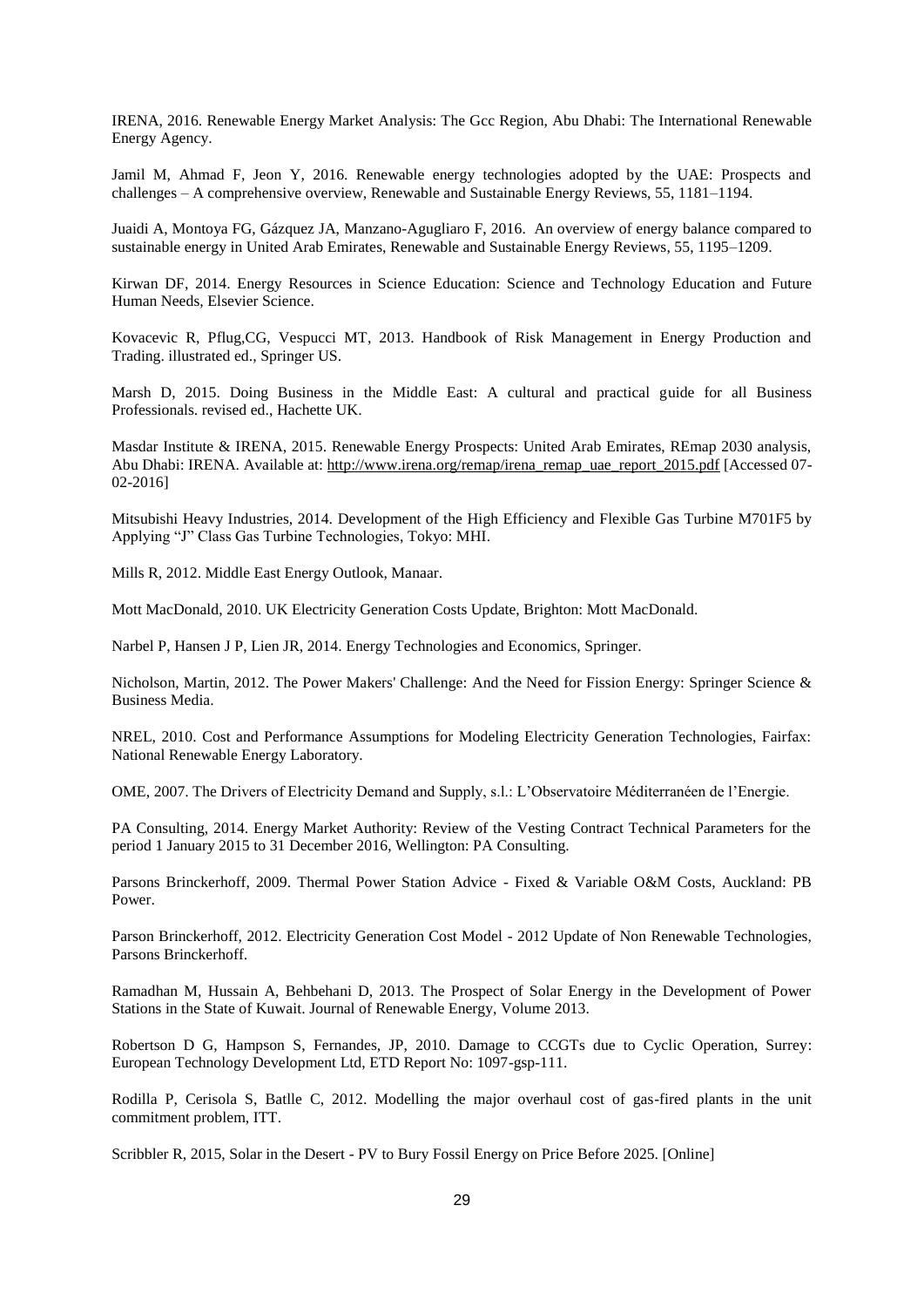IRENA, 2016. Renewable Energy Market Analysis: The Gcc Region, Abu Dhabi: The International Renewable Energy Agency.

Jamil M, Ahmad F, Jeon Y, 2016. Renewable energy technologies adopted by the UAE: Prospects and challenges – A comprehensive overview, Renewable and Sustainable Energy Reviews, 55, 1181–1194.

Juaidi A, Montoya FG, Gázquez JA, Manzano-Agugliaro F, 2016. An overview of energy balance compared to sustainable energy in United Arab Emirates, Renewable and Sustainable Energy Reviews, 55, 1195–1209.

Kirwan DF, 2014. Energy Resources in Science Education: Science and Technology Education and Future Human Needs, Elsevier Science.

Kovacevic R, Pflug,CG, Vespucci MT, 2013. Handbook of Risk Management in Energy Production and Trading. illustrated ed., Springer US.

Marsh D, 2015. Doing Business in the Middle East: A cultural and practical guide for all Business Professionals. revised ed., Hachette UK.

Masdar Institute & IRENA, 2015. Renewable Energy Prospects: United Arab Emirates, REmap 2030 analysis, Abu Dhabi: IRENA. Available at: http://www.irena.org/remap/irena_remap_uae_report_2015.pdf [Accessed 07-02-2016]

Mitsubishi Heavy Industries, 2014. Development of the High Efficiency and Flexible Gas Turbine M701F5 by Applying "J" Class Gas Turbine Technologies, Tokyo: MHI.

Mills R, 2012. Middle East Energy Outlook, Manaar.

Mott MacDonald, 2010. UK Electricity Generation Costs Update, Brighton: Mott MacDonald.

Narbel P, Hansen J P, Lien JR, 2014. Energy Technologies and Economics, Springer.

Nicholson, Martin, 2012. The Power Makers' Challenge: And the Need for Fission Energy: Springer Science & Business Media.

NREL, 2010. Cost and Performance Assumptions for Modeling Electricity Generation Technologies, Fairfax: National Renewable Energy Laboratory.

OME, 2007. The Drivers of Electricity Demand and Supply, s.l.: L'Observatoire Méditerranéen de l'Energie.

PA Consulting, 2014. Energy Market Authority: Review of the Vesting Contract Technical Parameters for the period 1 January 2015 to 31 December 2016, Wellington: PA Consulting.

Parsons Brinckerhoff, 2009. Thermal Power Station Advice - Fixed & Variable O&M Costs, Auckland: PB Power.

Parson Brinckerhoff, 2012. Electricity Generation Cost Model - 2012 Update of Non Renewable Technologies, Parsons Brinckerhoff.

Ramadhan M, Hussain A, Behbehani D, 2013. The Prospect of Solar Energy in the Development of Power Stations in the State of Kuwait. Journal of Renewable Energy, Volume 2013.

Robertson D G, Hampson S, Fernandes, JP, 2010. Damage to CCGTs due to Cyclic Operation, Surrey: European Technology Development Ltd, ETD Report No: 1097-gsp-111.

Rodilla P, Cerisola S, Batlle C, 2012. Modelling the major overhaul cost of gas-fired plants in the unit commitment problem, ITT.

Scribbler R, 2015, Solar in the Desert - PV to Bury Fossil Energy on Price Before 2025. [Online]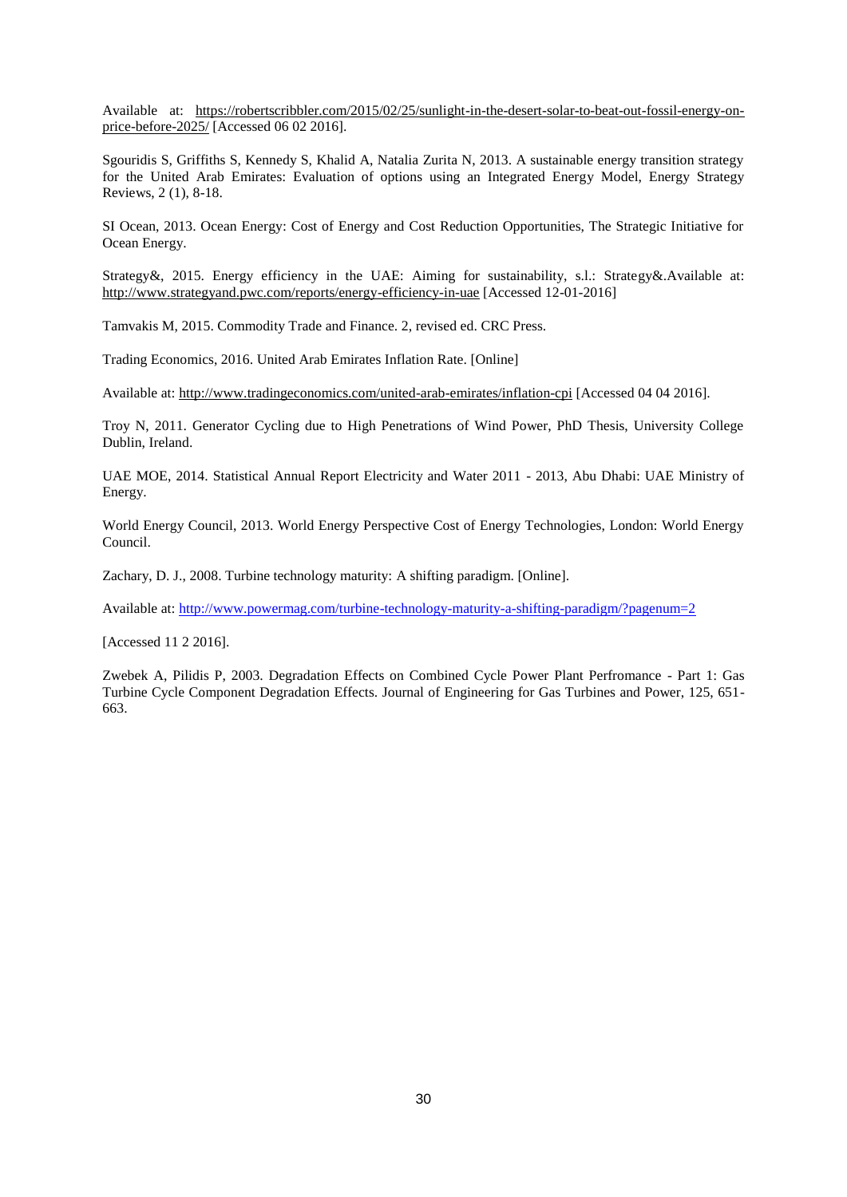Available at: https://robertscribbler.com/2015/02/25/sunlight-in-the-desert-solar-to-beat-out-fossil-energy-on-price-before-2025/ [Accessed 06 02 2016].

Sgouridis S, Griffiths S, Kennedy S, Khalid A, Natalia Zurita N, 2013. A sustainable energy transition strategy for the United Arab Emirates: Evaluation of options using an Integrated Energy Model, Energy Strategy Reviews, 2 (1), 8-18.

SI Ocean, 2013. Ocean Energy: Cost of Energy and Cost Reduction Opportunities, The Strategic Initiative for Ocean Energy.

Strategy&, 2015. Energy efficiency in the UAE: Aiming for sustainability, s.l.: Strategy&.Available at: http://www.strategyand.pwc.com/reports/energy-efficiency-in-uae [Accessed 12-01-2016]

Tamvakis M, 2015. Commodity Trade and Finance. 2, revised ed. CRC Press.

Trading Economics, 2016. United Arab Emirates Inflation Rate. [Online]

Available at: http://www.tradingeconomics.com/united-arab-emirates/inflation-cpi [Accessed 04 04 2016].

Troy N, 2011. Generator Cycling due to High Penetrations of Wind Power, PhD Thesis, University College Dublin, Ireland.

UAE MOE, 2014. Statistical Annual Report Electricity and Water 2011 - 2013, Abu Dhabi: UAE Ministry of Energy.

World Energy Council, 2013. World Energy Perspective Cost of Energy Technologies, London: World Energy Council.

Zachary, D. J., 2008. Turbine technology maturity: A shifting paradigm. [Online].

Available at: http://www.powermag.com/turbine-technology-maturity-a-shifting-paradigm/?pagenum=2

[Accessed 11 2 2016].

Zwebek A, Pilidis P, 2003. Degradation Effects on Combined Cycle Power Plant Perfromance - Part 1: Gas Turbine Cycle Component Degradation Effects. Journal of Engineering for Gas Turbines and Power, 125, 651-663.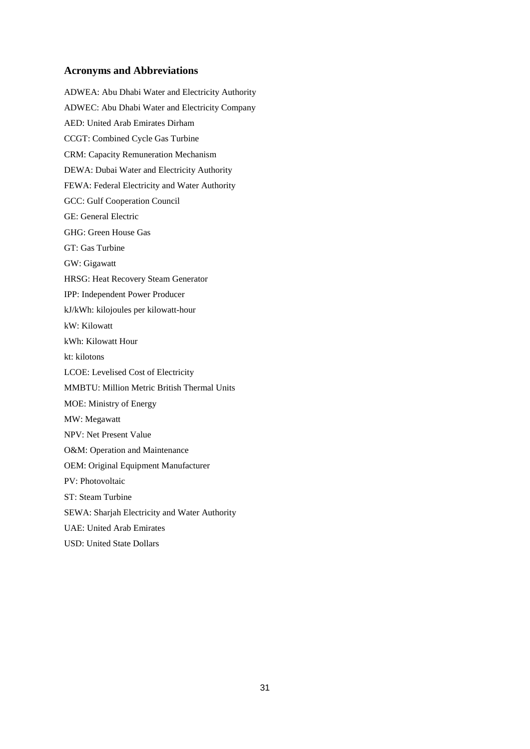## Acronyms and Abbreviations

ADWEA: Abu Dhabi Water and Electricity Authority

ADWEC: Abu Dhabi Water and Electricity Company

AED: United Arab Emirates Dirham

CCGT: Combined Cycle Gas Turbine

CRM: Capacity Remuneration Mechanism

DEWA: Dubai Water and Electricity Authority

FEWA: Federal Electricity and Water Authority

GCC: Gulf Cooperation Council

GE: General Electric

GHG: Green House Gas

GT: Gas Turbine

GW: Gigawatt

HRSG: Heat Recovery Steam Generator

IPP: Independent Power Producer

kJ/kWh: kilojoules per kilowatt-hour

kW: Kilowatt

kWh: Kilowatt Hour

kt: kilotons

LCOE: Levelised Cost of Electricity

MMBTU: Million Metric British Thermal Units

MOE: Ministry of Energy

MW: Megawatt

NPV: Net Present Value

O&M: Operation and Maintenance

OEM: Original Equipment Manufacturer

PV: Photovoltaic

ST: Steam Turbine

SEWA: Sharjah Electricity and Water Authority

UAE: United Arab Emirates

USD: United State Dollars